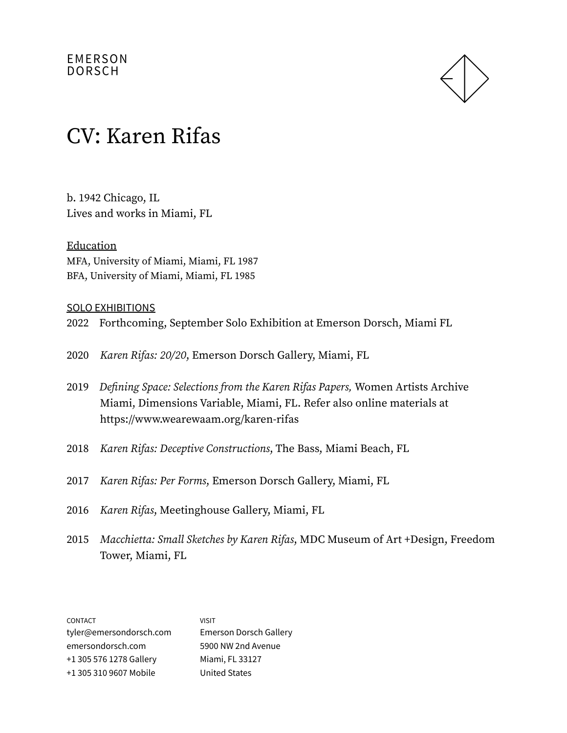EMERSON
DORSCH

# CV: Karen Rifas

b. 1942 Chicago, IL
Lives and works in Miami, FL

## Education

MFA, University of Miami, Miami, FL 1987
BFA, University of Miami, Miami, FL 1985

## SOLO EXHIBITIONS

2022 Forthcoming, September Solo Exhibition at Emerson Dorsch, Miami FL

2020 *Karen Rifas: 20/20,* Emerson Dorsch Gallery, Miami, FL

2019 *Defining Space: Selections from the Karen Rifas Papers,* Women Artists Archive Miami, Dimensions Variable, Miami, FL. Refer also online materials at https://www.wearewaam.org/karen-rifas

2018 *Karen Rifas: Deceptive Constructions,* The Bass, Miami Beach, FL

2017 *Karen Rifas: Per Forms*, Emerson Dorsch Gallery, Miami, FL

2016 *Karen Rifas,* Meetinghouse Gallery, Miami, FL

2015 *Macchietta: Small Sketches by Karen Rifas,* MDC Museum of Art +Design, Freedom Tower, Miami, FL

CONTACT
tyler@emersondorsch.com
emersondorsch.com
+1 305 576 1278 Gallery
+1 305 310 9607 Mobile

VISIT
Emerson Dorsch Gallery
5900 NW 2nd Avenue
Miami, FL 33127
United States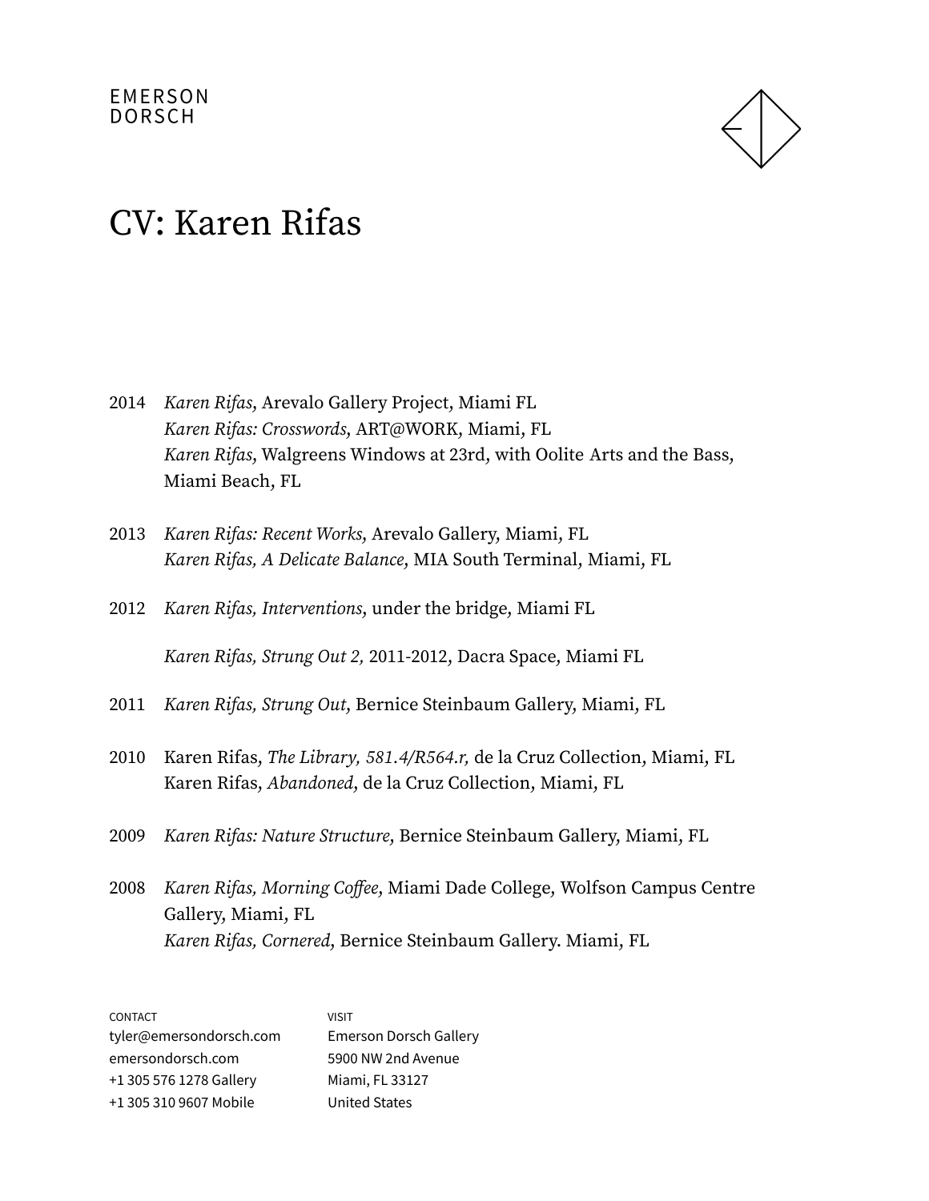EMERSON
DORSCH

# CV: Karen Rifas

2014 *Karen Rifas*, Arevalo Gallery Project, Miami FL
*Karen Rifas: Crosswords*, ART@WORK, Miami, FL
*Karen Rifas*, Walgreens Windows at 23rd, with Oolite Arts and the Bass, Miami Beach, FL

2013 *Karen Rifas: Recent Works*, Arevalo Gallery, Miami, FL
*Karen Rifas, A Delicate Balance*, MIA South Terminal, Miami, FL

2012 *Karen Rifas, Interventions*, under the bridge, Miami FL

*Karen Rifas, Strung Out 2,* 2011-2012, Dacra Space, Miami FL

2011 *Karen Rifas, Strung Out*, Bernice Steinbaum Gallery, Miami, FL

2010 Karen Rifas, *The Library, 581.4/R564.r,* de la Cruz Collection, Miami, FL
Karen Rifas, *Abandoned*, de la Cruz Collection, Miami, FL

2009 *Karen Rifas: Nature Structure*, Bernice Steinbaum Gallery, Miami, FL

2008 *Karen Rifas, Morning Coffee*, Miami Dade College, Wolfson Campus Centre Gallery, Miami, FL
*Karen Rifas, Cornered*, Bernice Steinbaum Gallery. Miami, FL

CONTACT
tyler@emersondorsch.com
emersondorsch.com
+1 305 576 1278 Gallery
+1 305 310 9607 Mobile

VISIT
Emerson Dorsch Gallery
5900 NW 2nd Avenue
Miami, FL 33127
United States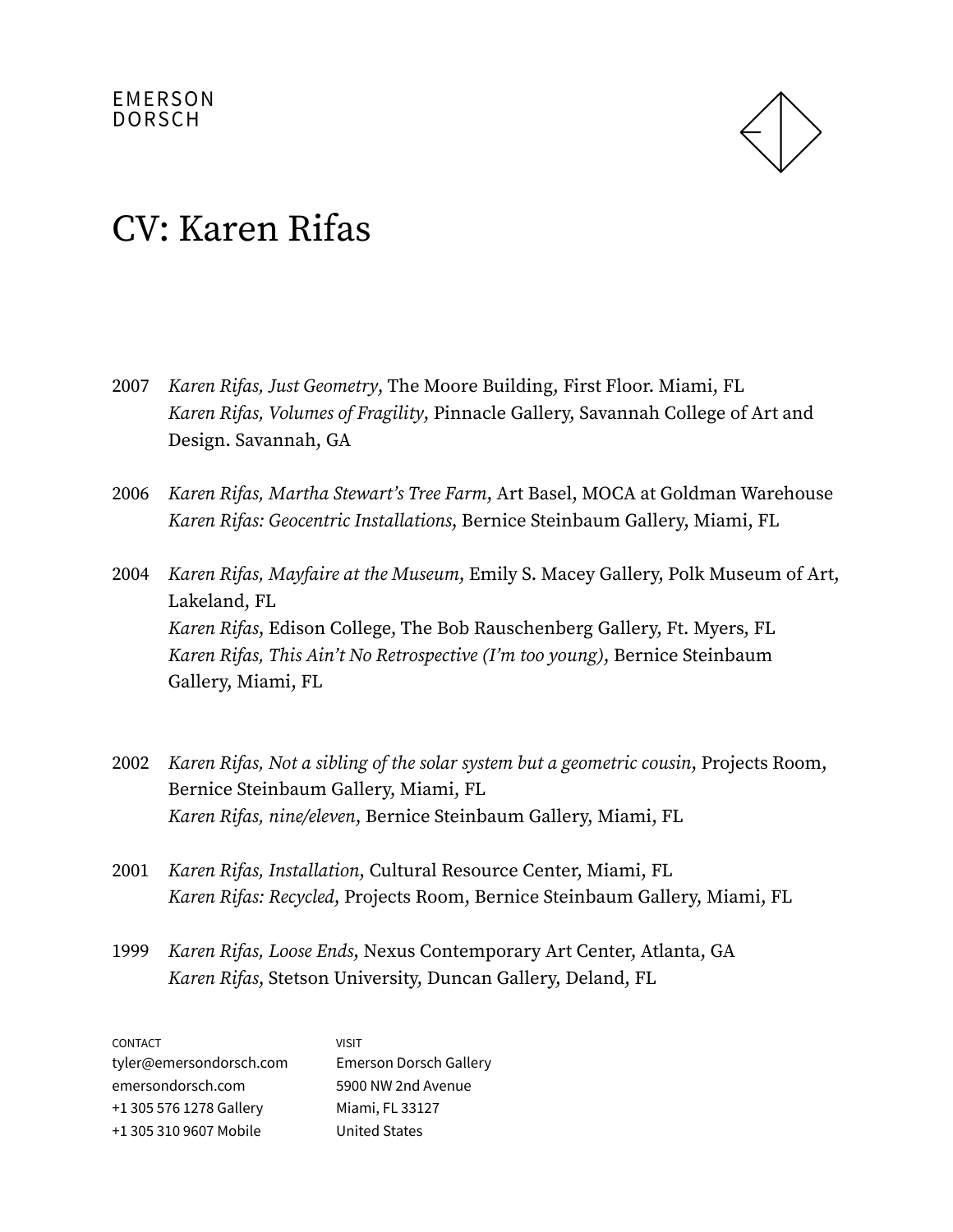# CV: Karen Rifas

2007 *Karen Rifas, Just Geometry*, The Moore Building, First Floor. Miami, FL
*Karen Rifas, Volumes of Fragility*, Pinnacle Gallery, Savannah College of Art and Design. Savannah, GA

2006 *Karen Rifas, Martha Stewart's Tree Farm*, Art Basel, MOCA at Goldman Warehouse
*Karen Rifas: Geocentric Installations*, Bernice Steinbaum Gallery, Miami, FL

2004 *Karen Rifas, Mayfaire at the Museum*, Emily S. Macey Gallery, Polk Museum of Art, Lakeland, FL
*Karen Rifas*, Edison College, The Bob Rauschenberg Gallery, Ft. Myers, FL
*Karen Rifas, This Ain't No Retrospective (I'm too young)*, Bernice Steinbaum Gallery, Miami, FL

2002 *Karen Rifas, Not a sibling of the solar system but a geometric cousin*, Projects Room, Bernice Steinbaum Gallery, Miami, FL
*Karen Rifas, nine/eleven*, Bernice Steinbaum Gallery, Miami, FL

2001 *Karen Rifas, Installation*, Cultural Resource Center, Miami, FL
*Karen Rifas: Recycled*, Projects Room, Bernice Steinbaum Gallery, Miami, FL

1999 *Karen Rifas, Loose Ends*, Nexus Contemporary Art Center, Atlanta, GA
*Karen Rifas*, Stetson University, Duncan Gallery, Deland, FL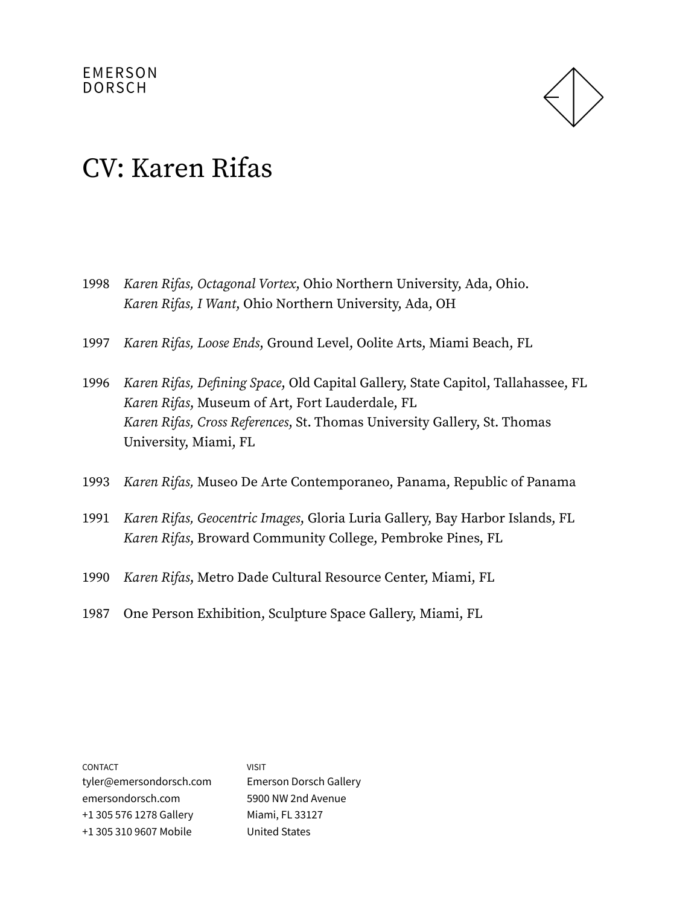1998 *Karen Rifas, Octagonal Vortex,* Ohio Northern University, Ada, Ohio.
*Karen Rifas, I Want*, Ohio Northern University, Ada, OH

1997 *Karen Rifas, Loose Ends,* Ground Level, Oolite Arts, Miami Beach, FL

1996 *Karen Rifas, Defining Space*, Old Capital Gallery, State Capitol, Tallahassee, FL
*Karen Rifas*, Museum of Art, Fort Lauderdale, FL
*Karen Rifas, Cross References*, St. Thomas University Gallery, St. Thomas University, Miami, FL

1993 *Karen Rifas,* Museo De Arte Contemporaneo, Panama, Republic of Panama

1991 *Karen Rifas, Geocentric Images*, Gloria Luria Gallery, Bay Harbor Islands, FL
*Karen Rifas*, Broward Community College, Pembroke Pines, FL

1990 *Karen Rifas*, Metro Dade Cultural Resource Center, Miami, FL

1987 One Person Exhibition, Sculpture Space Gallery, Miami, FL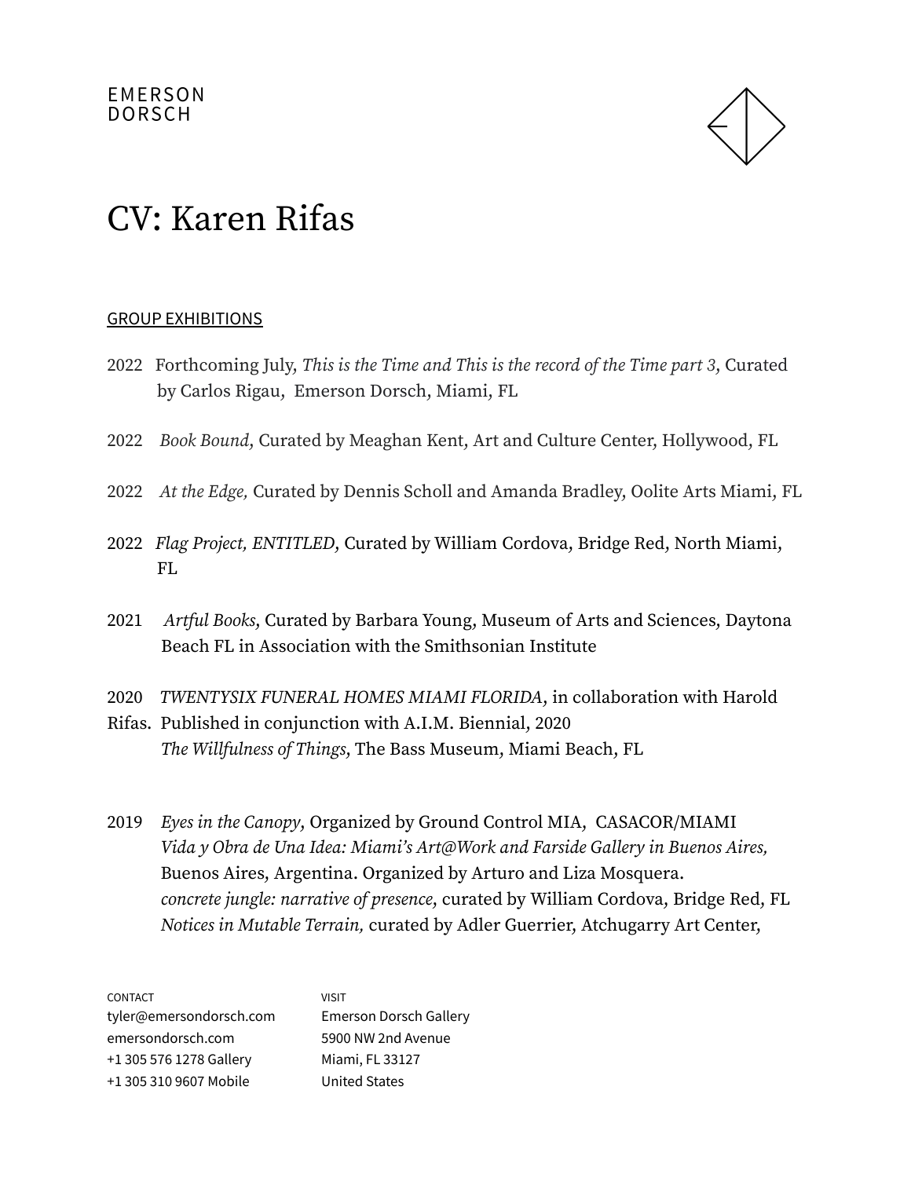EMERSON
DORSCH

# CV: Karen Rifas

## GROUP EXHIBITIONS

2022 Forthcoming July, *This is the Time and This is the record of the Time part 3*, Curated by Carlos Rigau, Emerson Dorsch, Miami, FL

2022 *Book Bound,* Curated by Meaghan Kent, Art and Culture Center, Hollywood, FL

2022 *At the Edge,* Curated by Dennis Scholl and Amanda Bradley, Oolite Arts Miami, FL

2022 *Flag Project, ENTITLED,* Curated by William Cordova, Bridge Red, North Miami, FL

2021 *Artful Books,* Curated by Barbara Young, Museum of Arts and Sciences, Daytona Beach FL in Association with the Smithsonian Institute

2020 *TWENTYSIX FUNERAL HOMES MIAMI FLORIDA,* in collaboration with Harold Rifas. Published in conjunction with A.I.M. Biennial, 2020
*The Willfulness of Things,* The Bass Museum, Miami Beach, FL

2019 *Eyes in the Canopy,* Organized by Ground Control MIA, CASACOR/MIAMI
*Vida y Obra de Una Idea: Miami's Art@Work and Farside Gallery in Buenos Aires,* Buenos Aires, Argentina. Organized by Arturo and Liza Mosquera.
*concrete jungle: narrative of presence,* curated by William Cordova, Bridge Red, FL
*Notices in Mutable Terrain,* curated by Adler Guerrier, Atchugarry Art Center,

CONTACT
tyler@emersondorsch.com
emersondorsch.com
+1 305 576 1278 Gallery
+1 305 310 9607 Mobile

VISIT
Emerson Dorsch Gallery
5900 NW 2nd Avenue
Miami, FL 33127
United States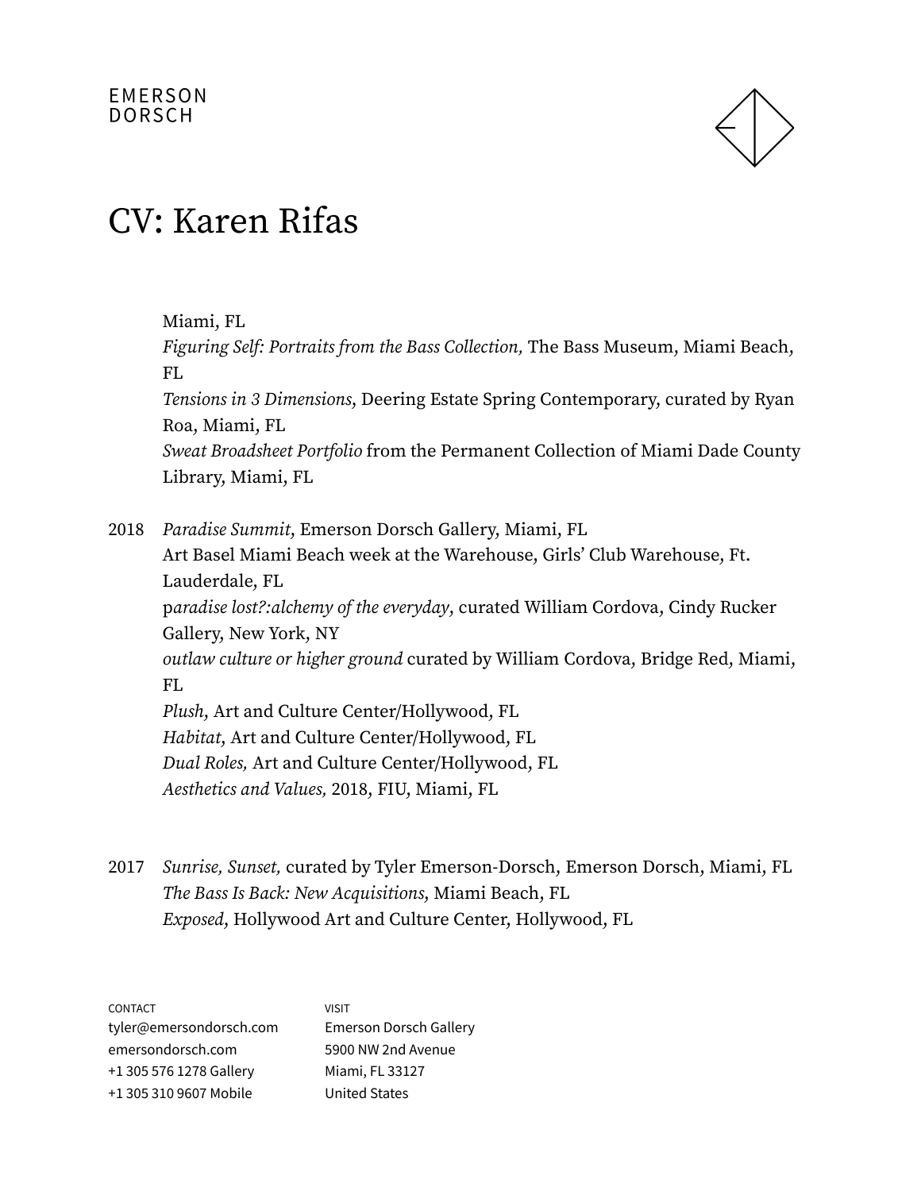# CV: Karen Rifas

Miami, FL
*Figuring Self: Portraits from the Bass Collection,* The Bass Museum, Miami Beach, FL
*Tensions in 3 Dimensions,* Deering Estate Spring Contemporary, curated by Ryan Roa, Miami, FL
*Sweat Broadsheet Portfolio* from the Permanent Collection of Miami Dade County Library, Miami, FL

2018 *Paradise Summit*, Emerson Dorsch Gallery, Miami, FL
Art Basel Miami Beach week at the Warehouse, Girls' Club Warehouse, Ft. Lauderdale, FL
p*aradise lost?:alchemy of the everyday*, curated William Cordova, Cindy Rucker Gallery, New York, NY
*outlaw culture or higher ground* curated by William Cordova, Bridge Red, Miami, FL
*Plush*, Art and Culture Center/Hollywood, FL
*Habitat*, Art and Culture Center/Hollywood, FL
*Dual Roles,* Art and Culture Center/Hollywood, FL
*Aesthetics and Values,* 2018, FIU, Miami, FL

2017 *Sunrise, Sunset,* curated by Tyler Emerson-Dorsch, Emerson Dorsch, Miami, FL
*The Bass Is Back: New Acquisitions*, Miami Beach, FL
*Exposed*, Hollywood Art and Culture Center, Hollywood, FL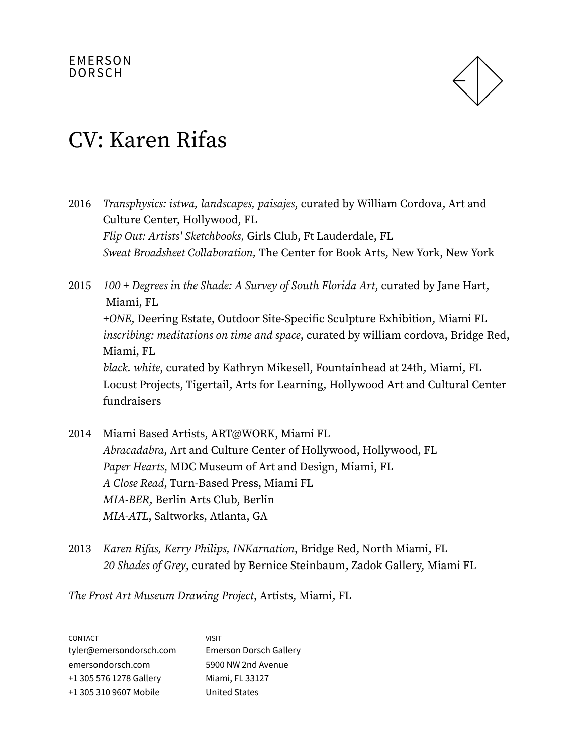# CV: Karen Rifas

2016 *Transphysics: istwa, landscapes, paisajes,* curated by William Cordova, Art and Culture Center, Hollywood, FL
*Flip Out: Artists' Sketchbooks,* Girls Club, Ft Lauderdale, FL
*Sweat Broadsheet Collaboration,* The Center for Book Arts, New York, New York

2015 *100 + Degrees in the Shade: A Survey of South Florida Art,* curated by Jane Hart, Miami, FL
*+ONE,* Deering Estate, Outdoor Site-Specific Sculpture Exhibition, Miami FL
*inscribing: meditations on time and space,* curated by william cordova, Bridge Red, Miami, FL
*black. white,* curated by Kathryn Mikesell, Fountainhead at 24th, Miami, FL
Locust Projects, Tigertail, Arts for Learning, Hollywood Art and Cultural Center fundraisers

2014 Miami Based Artists, ART@WORK, Miami FL
*Abracadabra,* Art and Culture Center of Hollywood, Hollywood, FL
*Paper Hearts,* MDC Museum of Art and Design, Miami, FL
*A Close Read,* Turn-Based Press, Miami FL
*MIA-BER,* Berlin Arts Club, Berlin
*MIA-ATL,* Saltworks, Atlanta, GA

2013 *Karen Rifas, Kerry Philips, INKarnation,* Bridge Red, North Miami, FL
*20 Shades of Grey,* curated by Bernice Steinbaum, Zadok Gallery, Miami FL

*The Frost Art Museum Drawing Project,* Artists, Miami, FL

CONTACT
tyler@emersondorsch.com
emersondorsch.com
+1 305 576 1278 Gallery
+1 305 310 9607 Mobile

VISIT
Emerson Dorsch Gallery
5900 NW 2nd Avenue
Miami, FL 33127
United States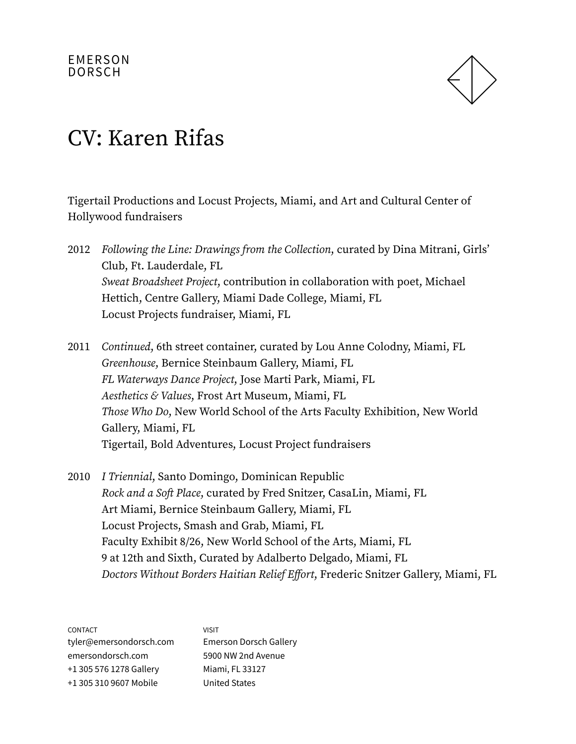# CV: Karen Rifas

Tigertail Productions and Locust Projects, Miami, and Art and Cultural Center of Hollywood fundraisers

2012 *Following the Line: Drawings from the Collection,* curated by Dina Mitrani, Girls' Club, Ft. Lauderdale, FL
*Sweat Broadsheet Project,* contribution in collaboration with poet, Michael Hettich, Centre Gallery, Miami Dade College, Miami, FL
Locust Projects fundraiser, Miami, FL

2011 *Continued,* 6th street container, curated by Lou Anne Colodny, Miami, FL
*Greenhouse,* Bernice Steinbaum Gallery, Miami, FL
*FL Waterways Dance Project,* Jose Marti Park, Miami, FL
*Aesthetics & Values,* Frost Art Museum, Miami, FL
*Those Who Do,* New World School of the Arts Faculty Exhibition, New World Gallery, Miami, FL
Tigertail, Bold Adventures, Locust Project fundraisers

2010 *I Triennial,* Santo Domingo, Dominican Republic
*Rock and a Soft Place,* curated by Fred Snitzer, CasaLin, Miami, FL
Art Miami, Bernice Steinbaum Gallery, Miami, FL
Locust Projects, Smash and Grab, Miami, FL
Faculty Exhibit 8/26, New World School of the Arts, Miami, FL
9 at 12th and Sixth, Curated by Adalberto Delgado, Miami, FL
*Doctors Without Borders Haitian Relief Effort,* Frederic Snitzer Gallery, Miami, FL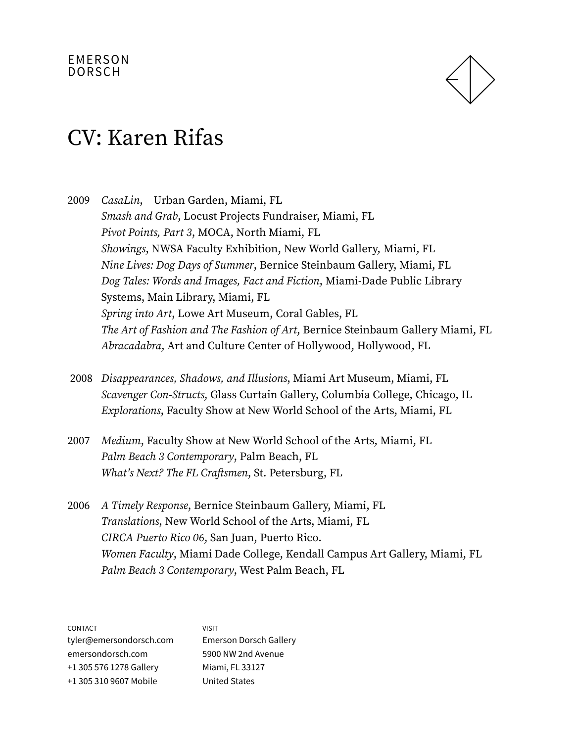EMERSON
DORSCH

# CV: Karen Rifas

2009 *CasaLin*, Urban Garden, Miami, FL
*Smash and Grab*, Locust Projects Fundraiser, Miami, FL
*Pivot Points, Part 3*, MOCA, North Miami, FL
*Showings*, NWSA Faculty Exhibition, New World Gallery, Miami, FL
*Nine Lives: Dog Days of Summer*, Bernice Steinbaum Gallery, Miami, FL
*Dog Tales: Words and Images, Fact and Fiction*, Miami-Dade Public Library Systems, Main Library, Miami, FL
*Spring into Art*, Lowe Art Museum, Coral Gables, FL
*The Art of Fashion and The Fashion of Art*, Bernice Steinbaum Gallery Miami, FL
*Abracadabra*, Art and Culture Center of Hollywood, Hollywood, FL

2008 *Disappearances, Shadows, and Illusions*, Miami Art Museum, Miami, FL
*Scavenger Con-Structs*, Glass Curtain Gallery, Columbia College, Chicago, IL
*Explorations*, Faculty Show at New World School of the Arts, Miami, FL

2007 *Medium*, Faculty Show at New World School of the Arts, Miami, FL
*Palm Beach 3 Contemporary*, Palm Beach, FL
*What's Next? The FL Craftsmen*, St. Petersburg, FL

2006 *A Timely Response*, Bernice Steinbaum Gallery, Miami, FL
*Translations*, New World School of the Arts, Miami, FL
*CIRCA Puerto Rico 06*, San Juan, Puerto Rico.
*Women Faculty*, Miami Dade College, Kendall Campus Art Gallery, Miami, FL
*Palm Beach 3 Contemporary*, West Palm Beach, FL

CONTACT
tyler@emersondorsch.com
emersondorsch.com
+1 305 576 1278 Gallery
+1 305 310 9607 Mobile

VISIT
Emerson Dorsch Gallery
5900 NW 2nd Avenue
Miami, FL 33127
United States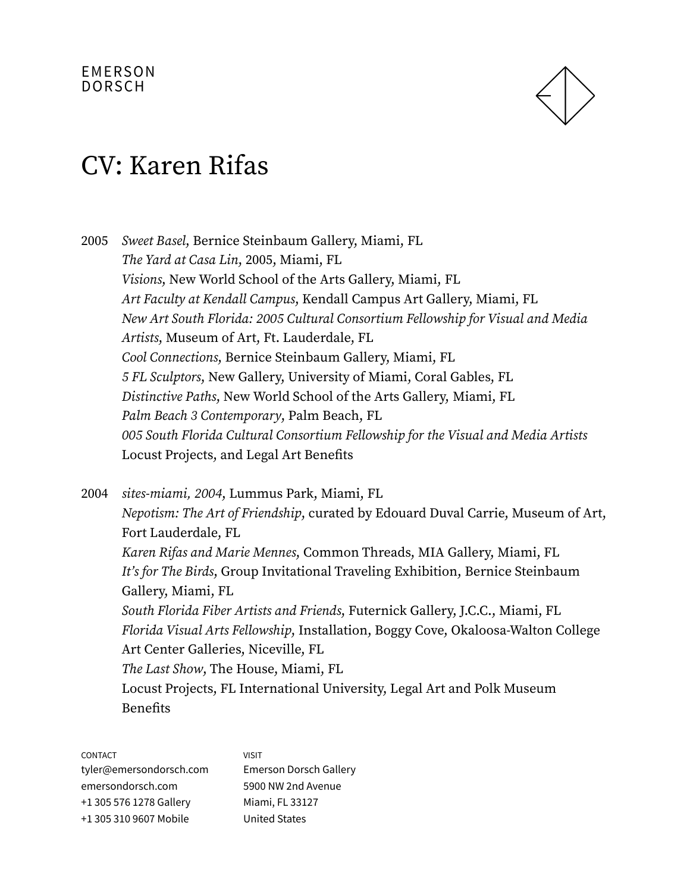EMERSON DORSCH

# CV: Karen Rifas

2005 *Sweet Basel*, Bernice Steinbaum Gallery, Miami, FL
*The Yard at Casa Lin*, 2005, Miami, FL
*Visions*, New World School of the Arts Gallery, Miami, FL
*Art Faculty at Kendall Campus*, Kendall Campus Art Gallery, Miami, FL
*New Art South Florida: 2005 Cultural Consortium Fellowship for Visual and Media Artists*, Museum of Art, Ft. Lauderdale, FL
*Cool Connections*, Bernice Steinbaum Gallery, Miami, FL
*5 FL Sculptors*, New Gallery, University of Miami, Coral Gables, FL
*Distinctive Paths*, New World School of the Arts Gallery, Miami, FL
*Palm Beach 3 Contemporary*, Palm Beach, FL
*005 South Florida Cultural Consortium Fellowship for the Visual and Media Artists*
Locust Projects, and Legal Art Benefits

2004 *sites-miami, 2004*, Lummus Park, Miami, FL
*Nepotism: The Art of Friendship*, curated by Edouard Duval Carrie, Museum of Art, Fort Lauderdale, FL
*Karen Rifas and Marie Mennes*, Common Threads, MIA Gallery, Miami, FL
*It's for The Birds*, Group Invitational Traveling Exhibition, Bernice Steinbaum Gallery, Miami, FL
*South Florida Fiber Artists and Friends*, Futernick Gallery, J.C.C., Miami, FL
*Florida Visual Arts Fellowship*, Installation, Boggy Cove, Okaloosa-Walton College Art Center Galleries, Niceville, FL
*The Last Show*, The House, Miami, FL
Locust Projects, FL International University, Legal Art and Polk Museum Benefits

CONTACT
tyler@emersondorsch.com
emersondorsch.com
+1 305 576 1278 Gallery
+1 305 310 9607 Mobile

VISIT
Emerson Dorsch Gallery
5900 NW 2nd Avenue
Miami, FL 33127
United States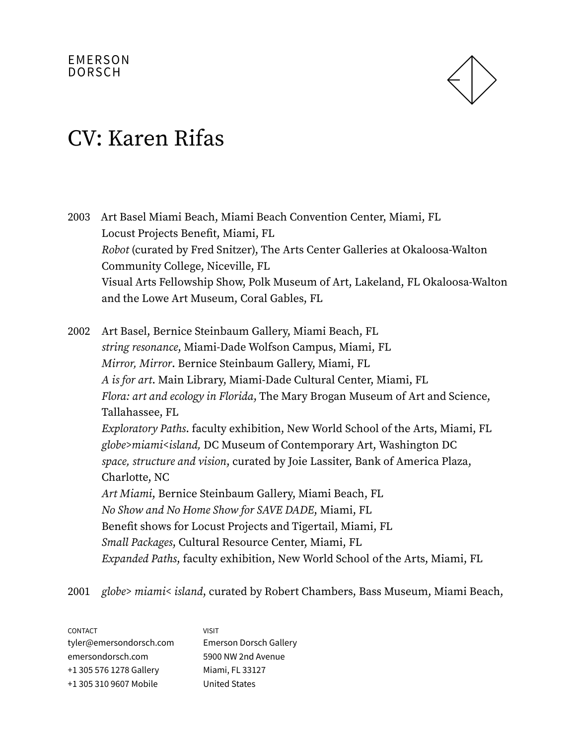# CV: Karen Rifas

2003 Art Basel Miami Beach, Miami Beach Convention Center, Miami, FL
Locust Projects Benefit, Miami, FL
*Robot* (curated by Fred Snitzer), The Arts Center Galleries at Okaloosa-Walton Community College, Niceville, FL
Visual Arts Fellowship Show, Polk Museum of Art, Lakeland, FL Okaloosa-Walton and the Lowe Art Museum, Coral Gables, FL

2002 Art Basel, Bernice Steinbaum Gallery, Miami Beach, FL
*string resonance*, Miami-Dade Wolfson Campus, Miami, FL
*Mirror, Mirror*. Bernice Steinbaum Gallery, Miami, FL
*A is for art*. Main Library, Miami-Dade Cultural Center, Miami, FL
*Flora: art and ecology in Florida*, The Mary Brogan Museum of Art and Science, Tallahassee, FL
*Exploratory Paths*. faculty exhibition, New World School of the Arts, Miami, FL
*globe>miami<island,* DC Museum of Contemporary Art, Washington DC
*space, structure and vision*, curated by Joie Lassiter, Bank of America Plaza, Charlotte, NC
*Art Miami*, Bernice Steinbaum Gallery, Miami Beach, FL
*No Show and No Home Show for SAVE DADE*, Miami, FL
Benefit shows for Locust Projects and Tigertail, Miami, FL
*Small Packages*, Cultural Resource Center, Miami, FL
*Expanded Paths*, faculty exhibition, New World School of the Arts, Miami, FL

2001 *globe> miami< island*, curated by Robert Chambers, Bass Museum, Miami Beach,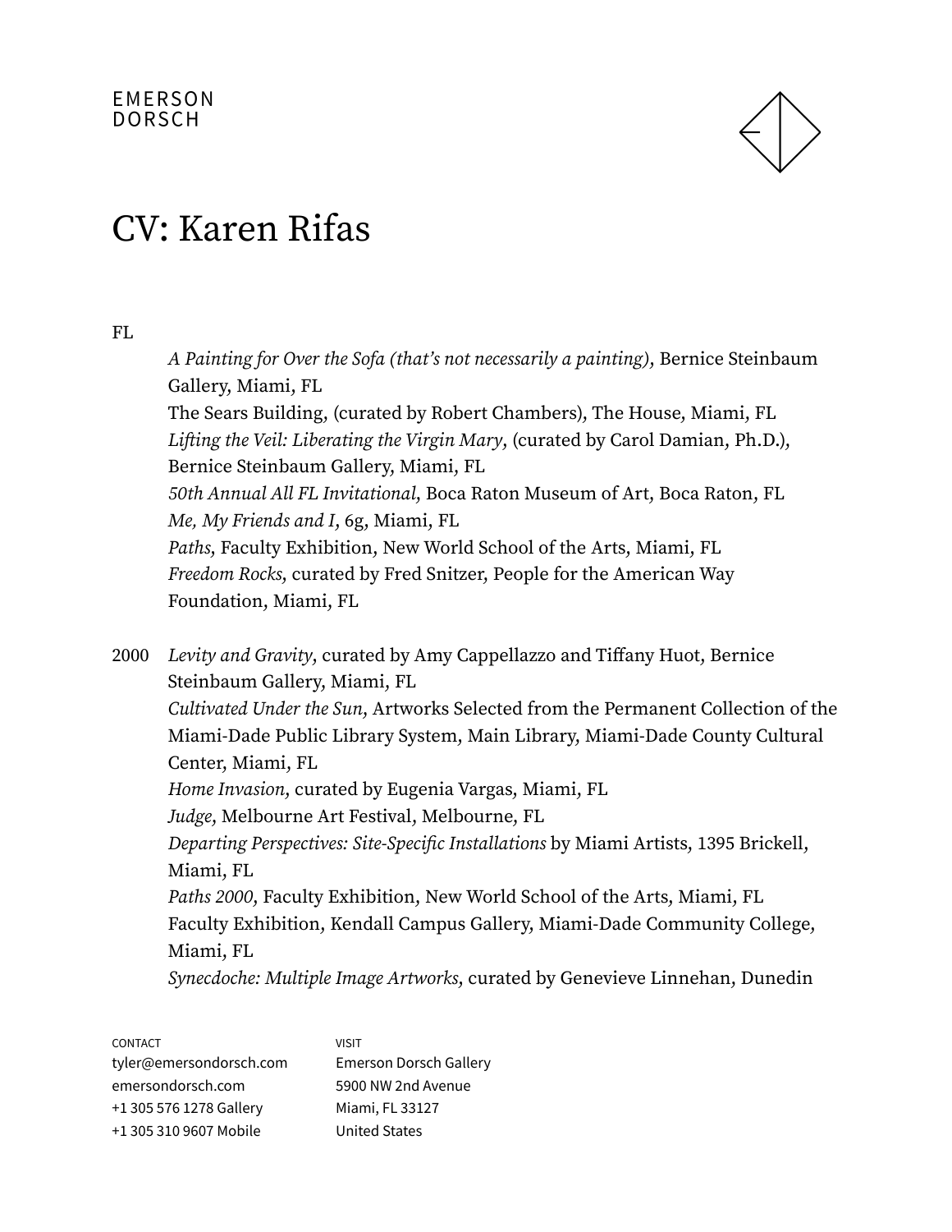# CV: Karen Rifas

FL
*A Painting for Over the Sofa (that's not necessarily a painting),* Bernice Steinbaum Gallery, Miami, FL
The Sears Building, (curated by Robert Chambers), The House, Miami, FL
*Lifting the Veil: Liberating the Virgin Mary,* (curated by Carol Damian, Ph.D.), Bernice Steinbaum Gallery, Miami, FL
*50th Annual All FL Invitational,* Boca Raton Museum of Art, Boca Raton, FL
*Me, My Friends and I,* 6g, Miami, FL
*Paths,* Faculty Exhibition, New World School of the Arts, Miami, FL
*Freedom Rocks,* curated by Fred Snitzer, People for the American Way Foundation, Miami, FL

2000 *Levity and Gravity,* curated by Amy Cappellazzo and Tiffany Huot, Bernice Steinbaum Gallery, Miami, FL
*Cultivated Under the Sun,* Artworks Selected from the Permanent Collection of the Miami-Dade Public Library System, Main Library, Miami-Dade County Cultural Center, Miami, FL
*Home Invasion,* curated by Eugenia Vargas, Miami, FL
*Judge,* Melbourne Art Festival, Melbourne, FL
*Departing Perspectives: Site-Specific Installations* by Miami Artists, 1395 Brickell, Miami, FL
*Paths 2000,* Faculty Exhibition, New World School of the Arts, Miami, FL
Faculty Exhibition, Kendall Campus Gallery, Miami-Dade Community College, Miami, FL
*Synecdoche: Multiple Image Artworks,* curated by Genevieve Linnehan, Dunedin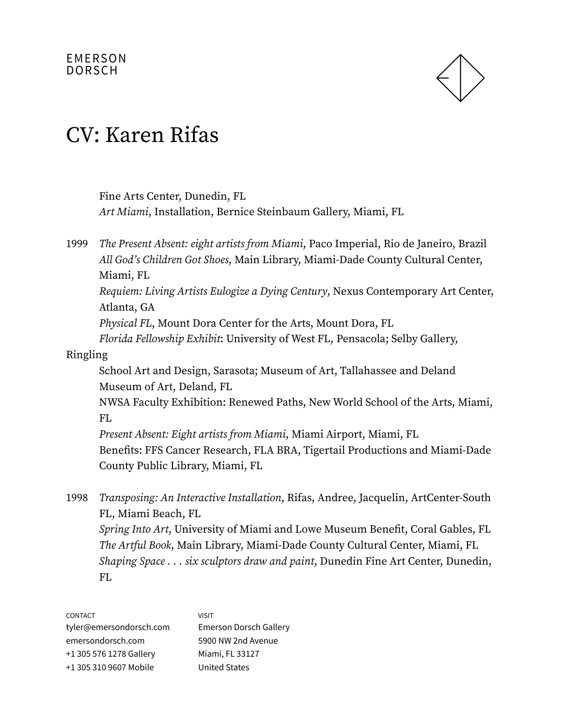# CV: Karen Rifas

Fine Arts Center, Dunedin, FL
*Art Miami*, Installation, Bernice Steinbaum Gallery, Miami, FL

1999 *The Present Absent: eight artists from Miami*, Paco Imperial, Rio de Janeiro, Brazil
*All God's Children Got Shoes*, Main Library, Miami-Dade County Cultural Center, Miami, FL
*Requiem: Living Artists Eulogize a Dying Century*, Nexus Contemporary Art Center, Atlanta, GA
*Physical FL*, Mount Dora Center for the Arts, Mount Dora, FL
*Florida Fellowship Exhibit*: University of West FL, Pensacola; Selby Gallery, Ringling School Art and Design, Sarasota; Museum of Art, Tallahassee and Deland Museum of Art, Deland, FL
NWSA Faculty Exhibition: Renewed Paths, New World School of the Arts, Miami, FL
*Present Absent: Eight artists from Miami*, Miami Airport, Miami, FL
Benefits: FFS Cancer Research, FLA BRA, Tigertail Productions and Miami-Dade County Public Library, Miami, FL

1998 *Transposing: An Interactive Installation*, Rifas, Andree, Jacquelin, ArtCenter-South FL, Miami Beach, FL
*Spring Into Art*, University of Miami and Lowe Museum Benefit, Coral Gables, FL
*The Artful Book*, Main Library, Miami-Dade County Cultural Center, Miami, FL
*Shaping Space . . . six sculptors draw and paint*, Dunedin Fine Art Center, Dunedin, FL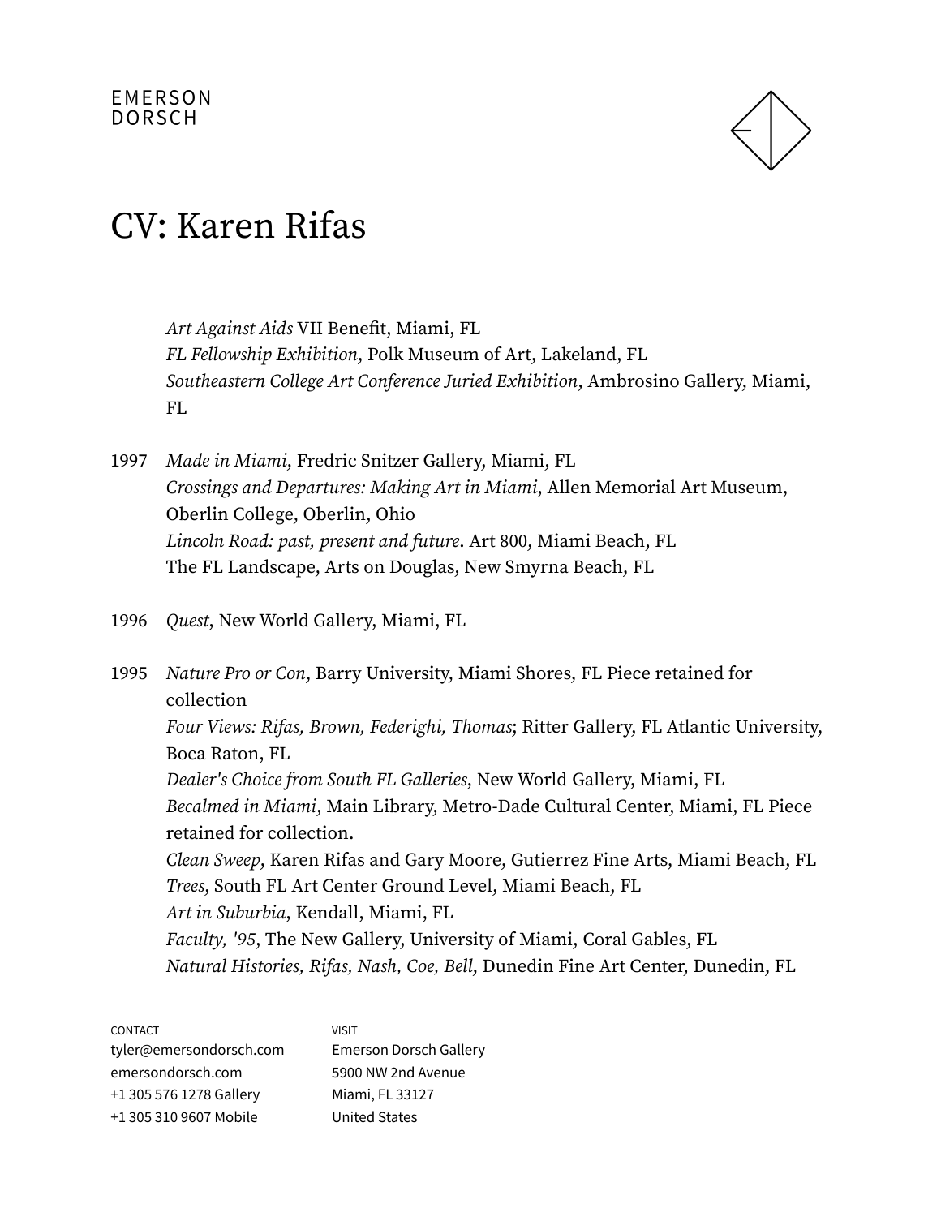# CV: Karen Rifas

*Art Against Aids* VII Benefit, Miami, FL
*FL Fellowship Exhibition*, Polk Museum of Art, Lakeland, FL
*Southeastern College Art Conference Juried Exhibition,* Ambrosino Gallery, Miami, FL

1997 *Made in Miami,* Fredric Snitzer Gallery, Miami, FL
*Crossings and Departures: Making Art in Miami,* Allen Memorial Art Museum, Oberlin College, Oberlin, Ohio
*Lincoln Road: past, present and future*. Art 800, Miami Beach, FL
The FL Landscape, Arts on Douglas, New Smyrna Beach, FL

1996 *Quest,* New World Gallery, Miami, FL

1995 *Nature Pro or Con*, Barry University, Miami Shores, FL Piece retained for collection
*Four Views: Rifas, Brown, Federighi, Thomas*; Ritter Gallery, FL Atlantic University, Boca Raton, FL
*Dealer's Choice from South FL Galleries,* New World Gallery, Miami, FL
*Becalmed in Miami*, Main Library, Metro-Dade Cultural Center, Miami, FL Piece retained for collection.
*Clean Sweep*, Karen Rifas and Gary Moore, Gutierrez Fine Arts, Miami Beach, FL
*Trees*, South FL Art Center Ground Level, Miami Beach, FL
*Art in Suburbia*, Kendall, Miami, FL
*Faculty, '95,* The New Gallery, University of Miami, Coral Gables, FL
*Natural Histories, Rifas, Nash, Coe, Bell*, Dunedin Fine Art Center, Dunedin, FL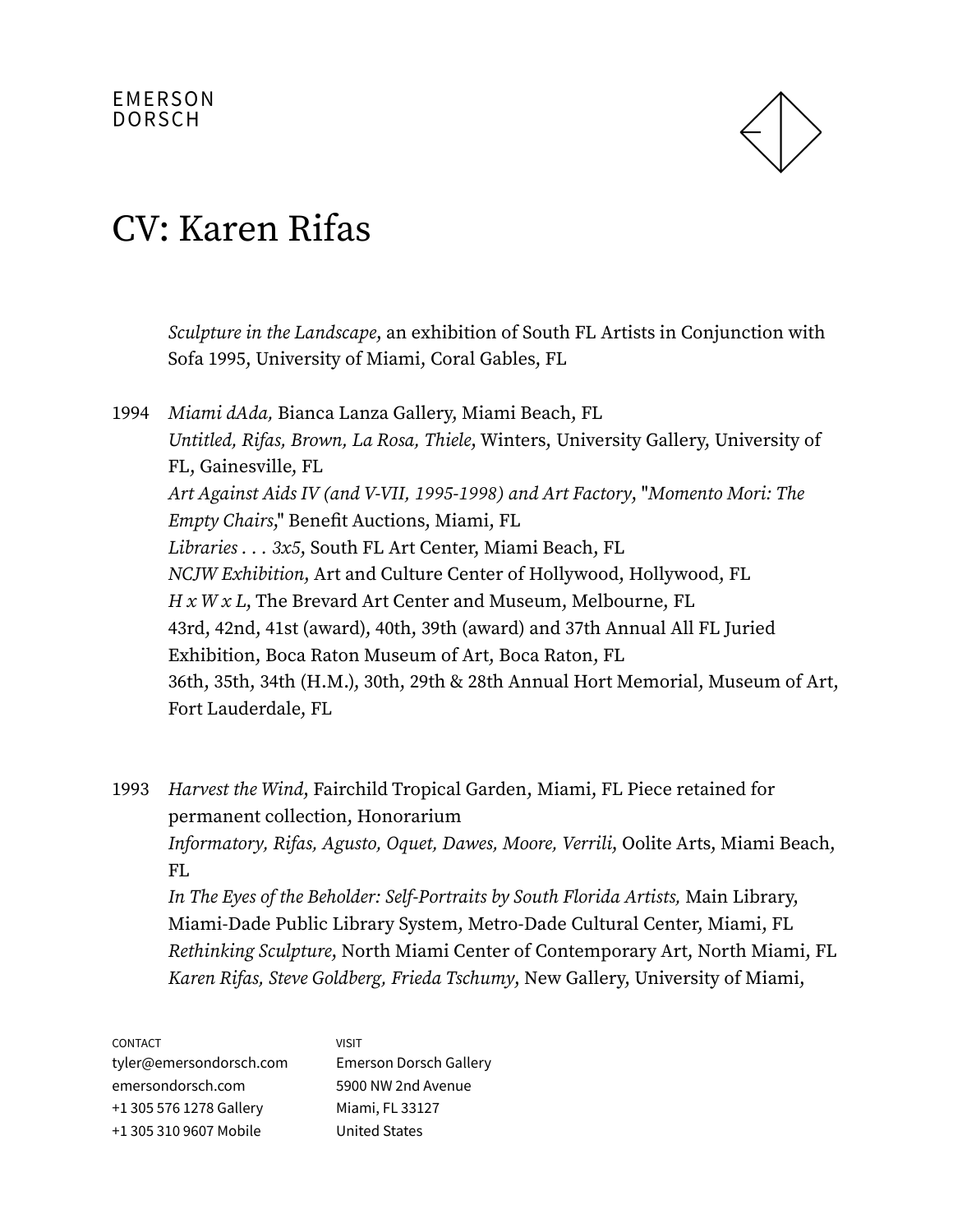*Sculpture in the Landscape,* an exhibition of South FL Artists in Conjunction with Sofa 1995, University of Miami, Coral Gables, FL

1994 *Miami dAda,* Bianca Lanza Gallery, Miami Beach, FL
*Untitled, Rifas, Brown, La Rosa, Thiele*, Winters, University Gallery, University of FL, Gainesville, FL
*Art Against Aids IV (and V-VII, 1995-1998) and Art Factory*, "*Momento Mori: The Empty Chairs,*" Benefit Auctions, Miami, FL
*Libraries . . . 3x5*, South FL Art Center, Miami Beach, FL
*NCJW Exhibition*, Art and Culture Center of Hollywood, Hollywood, FL
*H x W x L*, The Brevard Art Center and Museum, Melbourne, FL
43rd, 42nd, 41st (award), 40th, 39th (award) and 37th Annual All FL Juried Exhibition, Boca Raton Museum of Art, Boca Raton, FL
36th, 35th, 34th (H.M.), 30th, 29th & 28th Annual Hort Memorial, Museum of Art, Fort Lauderdale, FL

1993 *Harvest the Wind*, Fairchild Tropical Garden, Miami, FL Piece retained for permanent collection, Honorarium
*Informatory, Rifas, Agusto, Oquet, Dawes, Moore, Verrili*, Oolite Arts, Miami Beach, FL
*In The Eyes of the Beholder: Self-Portraits by South Florida Artists,* Main Library, Miami-Dade Public Library System, Metro-Dade Cultural Center, Miami, FL
*Rethinking Sculpture*, North Miami Center of Contemporary Art, North Miami, FL
*Karen Rifas, Steve Goldberg, Frieda Tschumy*, New Gallery, University of Miami,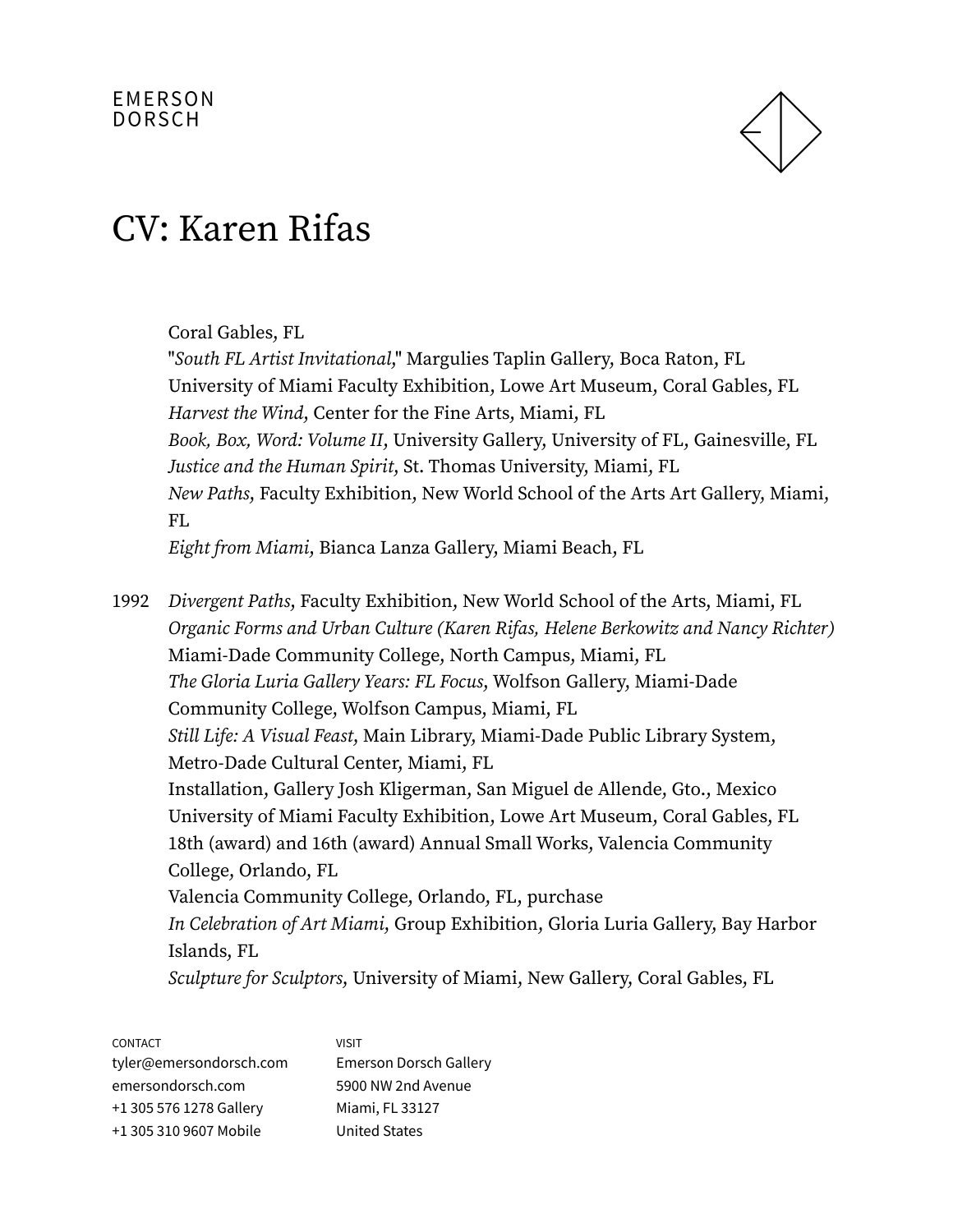# CV: Karen Rifas

Coral Gables, FL
"*South FL Artist Invitational*," Margulies Taplin Gallery, Boca Raton, FL
University of Miami Faculty Exhibition, Lowe Art Museum, Coral Gables, FL
*Harvest the Wind*, Center for the Fine Arts, Miami, FL
*Book, Box, Word: Volume II*, University Gallery, University of FL, Gainesville, FL
*Justice and the Human Spirit*, St. Thomas University, Miami, FL
*New Paths*, Faculty Exhibition, New World School of the Arts Art Gallery, Miami, FL
*Eight from Miami*, Bianca Lanza Gallery, Miami Beach, FL

1992 *Divergent Paths*, Faculty Exhibition, New World School of the Arts, Miami, FL
*Organic Forms and Urban Culture (Karen Rifas, Helene Berkowitz and Nancy Richter)* Miami-Dade Community College, North Campus, Miami, FL
*The Gloria Luria Gallery Years: FL Focus*, Wolfson Gallery, Miami-Dade Community College, Wolfson Campus, Miami, FL
*Still Life: A Visual Feast*, Main Library, Miami-Dade Public Library System, Metro-Dade Cultural Center, Miami, FL
Installation, Gallery Josh Kligerman, San Miguel de Allende, Gto., Mexico
University of Miami Faculty Exhibition, Lowe Art Museum, Coral Gables, FL
18th (award) and 16th (award) Annual Small Works, Valencia Community College, Orlando, FL
Valencia Community College, Orlando, FL, purchase
*In Celebration of Art Miami*, Group Exhibition, Gloria Luria Gallery, Bay Harbor Islands, FL
*Sculpture for Sculptors*, University of Miami, New Gallery, Coral Gables, FL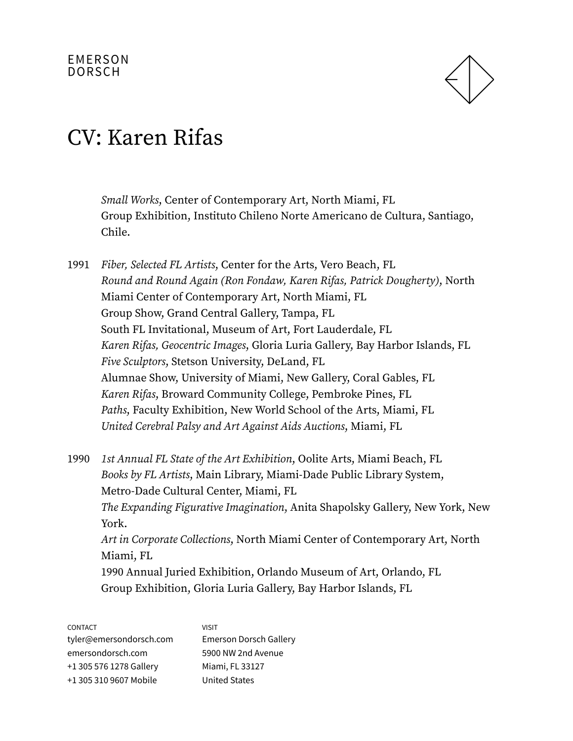# CV: Karen Rifas

*Small Works*, Center of Contemporary Art, North Miami, FL
Group Exhibition, Instituto Chileno Norte Americano de Cultura, Santiago, Chile.

1991 *Fiber, Selected FL Artists*, Center for the Arts, Vero Beach, FL
*Round and Round Again (Ron Fondaw, Karen Rifas, Patrick Dougherty)*, North Miami Center of Contemporary Art, North Miami, FL
Group Show, Grand Central Gallery, Tampa, FL
South FL Invitational, Museum of Art, Fort Lauderdale, FL
*Karen Rifas, Geocentric Images*, Gloria Luria Gallery, Bay Harbor Islands, FL
*Five Sculptors*, Stetson University, DeLand, FL
Alumnae Show, University of Miami, New Gallery, Coral Gables, FL
*Karen Rifas*, Broward Community College, Pembroke Pines, FL
*Paths*, Faculty Exhibition, New World School of the Arts, Miami, FL
*United Cerebral Palsy and Art Against Aids Auctions*, Miami, FL

1990 *1st Annual FL State of the Art Exhibition*, Oolite Arts, Miami Beach, FL
*Books by FL Artists*, Main Library, Miami-Dade Public Library System, Metro-Dade Cultural Center, Miami, FL
*The Expanding Figurative Imagination*, Anita Shapolsky Gallery, New York, New York.
*Art in Corporate Collections*, North Miami Center of Contemporary Art, North Miami, FL
1990 Annual Juried Exhibition, Orlando Museum of Art, Orlando, FL
Group Exhibition, Gloria Luria Gallery, Bay Harbor Islands, FL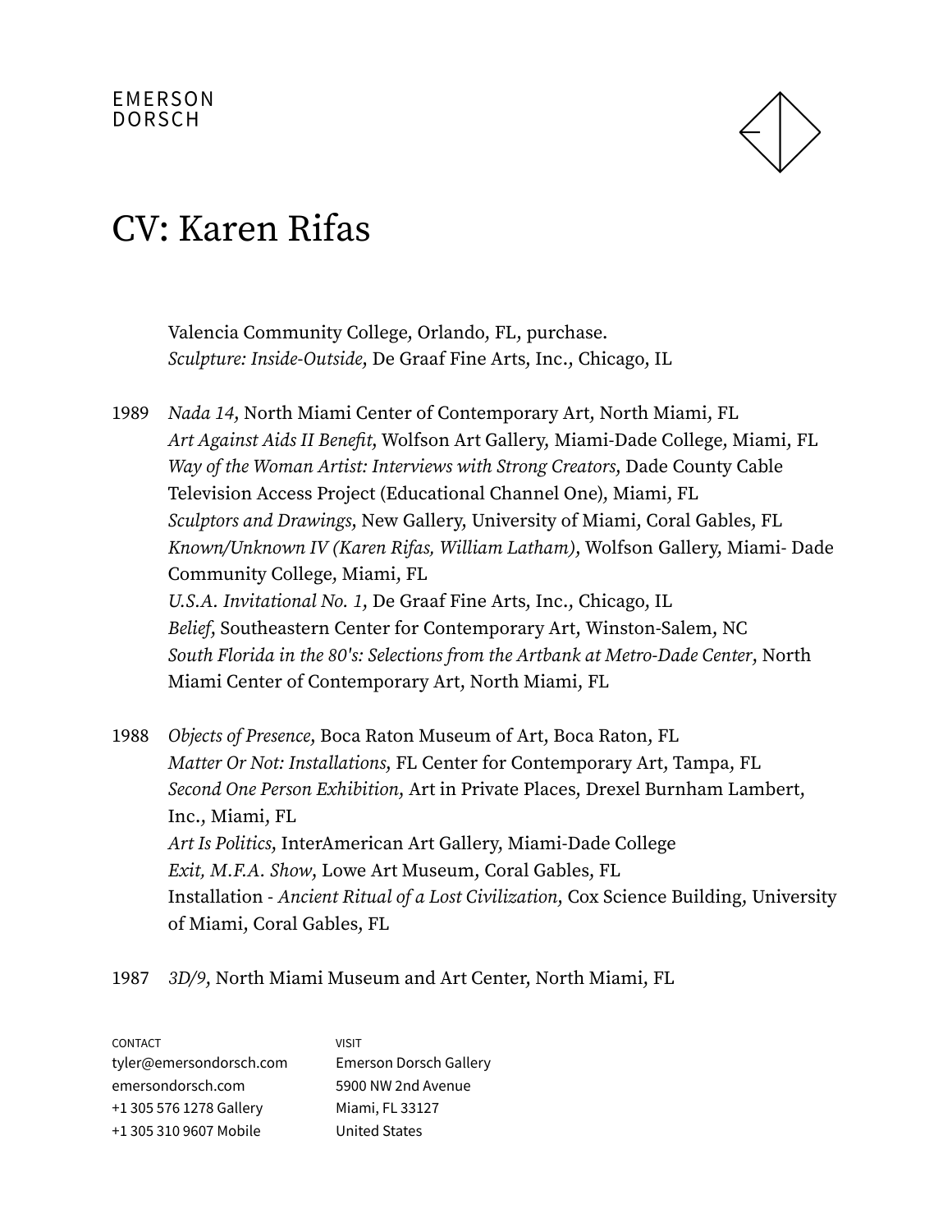# CV: Karen Rifas

Valencia Community College, Orlando, FL, purchase.
*Sculpture: Inside-Outside*, De Graaf Fine Arts, Inc., Chicago, IL

1989 *Nada 14*, North Miami Center of Contemporary Art, North Miami, FL
*Art Against Aids II Benefit*, Wolfson Art Gallery, Miami-Dade College, Miami, FL
*Way of the Woman Artist: Interviews with Strong Creators*, Dade County Cable Television Access Project (Educational Channel One), Miami, FL
*Sculptors and Drawings*, New Gallery, University of Miami, Coral Gables, FL
*Known/Unknown IV (Karen Rifas, William Latham)*, Wolfson Gallery, Miami- Dade Community College, Miami, FL
*U.S.A. Invitational No. 1*, De Graaf Fine Arts, Inc., Chicago, IL
*Belief*, Southeastern Center for Contemporary Art, Winston-Salem, NC
*South Florida in the 80's: Selections from the Artbank at Metro-Dade Center*, North Miami Center of Contemporary Art, North Miami, FL

1988 *Objects of Presence*, Boca Raton Museum of Art, Boca Raton, FL
*Matter Or Not: Installations*, FL Center for Contemporary Art, Tampa, FL
*Second One Person Exhibition*, Art in Private Places, Drexel Burnham Lambert, Inc., Miami, FL
*Art Is Politics*, InterAmerican Art Gallery, Miami-Dade College
*Exit, M.F.A. Show*, Lowe Art Museum, Coral Gables, FL
Installation - *Ancient Ritual of a Lost Civilization*, Cox Science Building, University of Miami, Coral Gables, FL

1987 *3D/9*, North Miami Museum and Art Center, North Miami, FL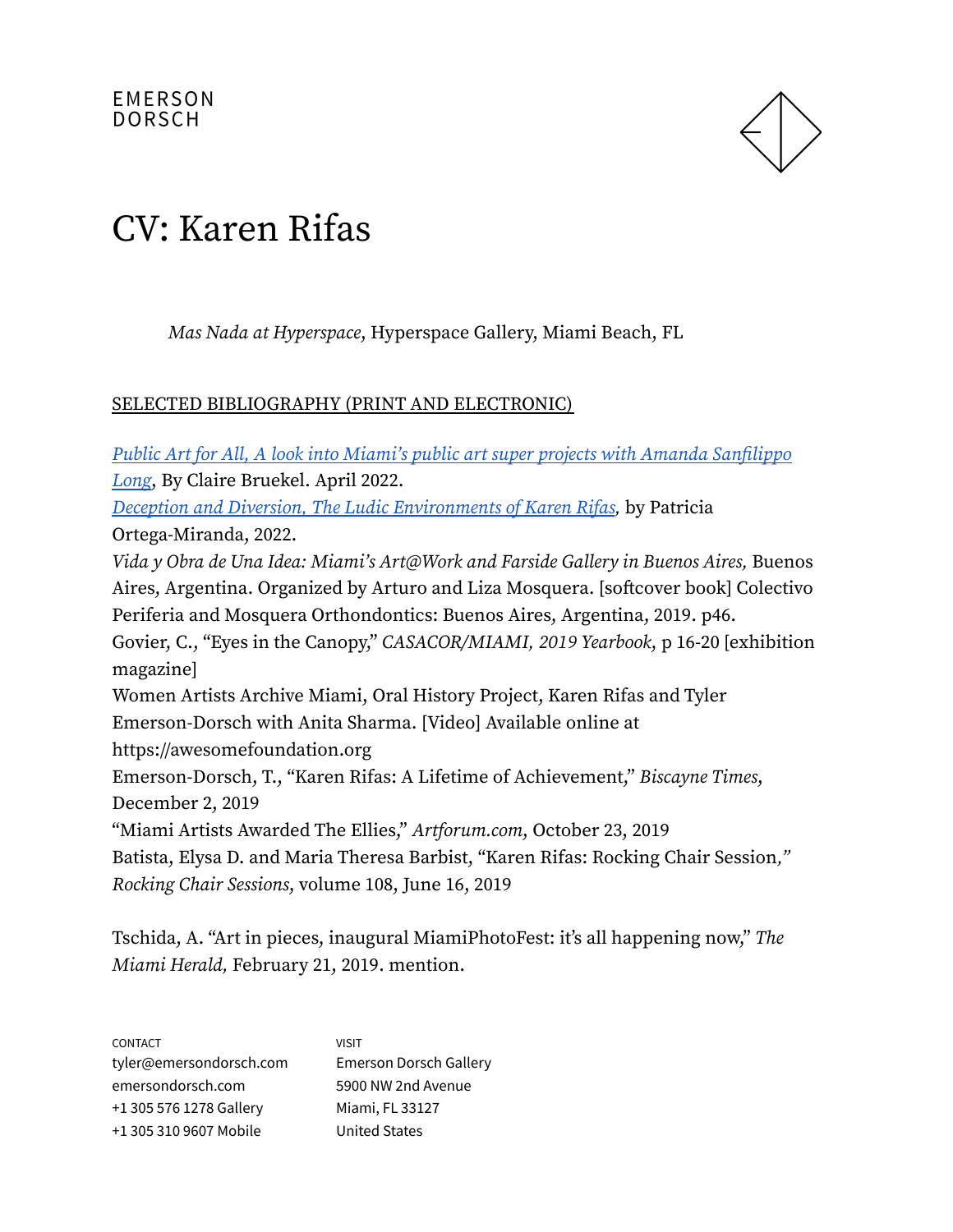# CV: Karen Rifas

*Mas Nada at Hyperspace*, Hyperspace Gallery, Miami Beach, FL

SELECTED BIBLIOGRAPHY (PRINT AND ELECTRONIC)

*Public Art for All, A look into Miami's public art super projects with Amanda Sanfilippo Long*, By Claire Bruekel. April 2022.
*Deception and Diversion, The Ludic Environments of Karen Rifas,* by Patricia Ortega-Miranda, 2022.
*Vida y Obra de Una Idea: Miami's Art@Work and Farside Gallery in Buenos Aires,* Buenos Aires, Argentina. Organized by Arturo and Liza Mosquera. [softcover book] Colectivo Periferia and Mosquera Orthondontics: Buenos Aires, Argentina, 2019. p46.
Govier, C., "Eyes in the Canopy," *CASACOR/MIAMI, 2019 Yearbook*, p 16-20 [exhibition magazine]
Women Artists Archive Miami, Oral History Project, Karen Rifas and Tyler Emerson-Dorsch with Anita Sharma. [Video] Available online at https://awesomefoundation.org
Emerson-Dorsch, T., "Karen Rifas: A Lifetime of Achievement," *Biscayne Times*, December 2, 2019
"Miami Artists Awarded The Ellies," *Artforum.com*, October 23, 2019
Batista, Elysa D. and Maria Theresa Barbist, "Karen Rifas: Rocking Chair Session," *Rocking Chair Sessions*, volume 108, June 16, 2019

Tschida, A. "Art in pieces, inaugural MiamiPhotoFest: it's all happening now," *The Miami Herald,* February 21, 2019. mention.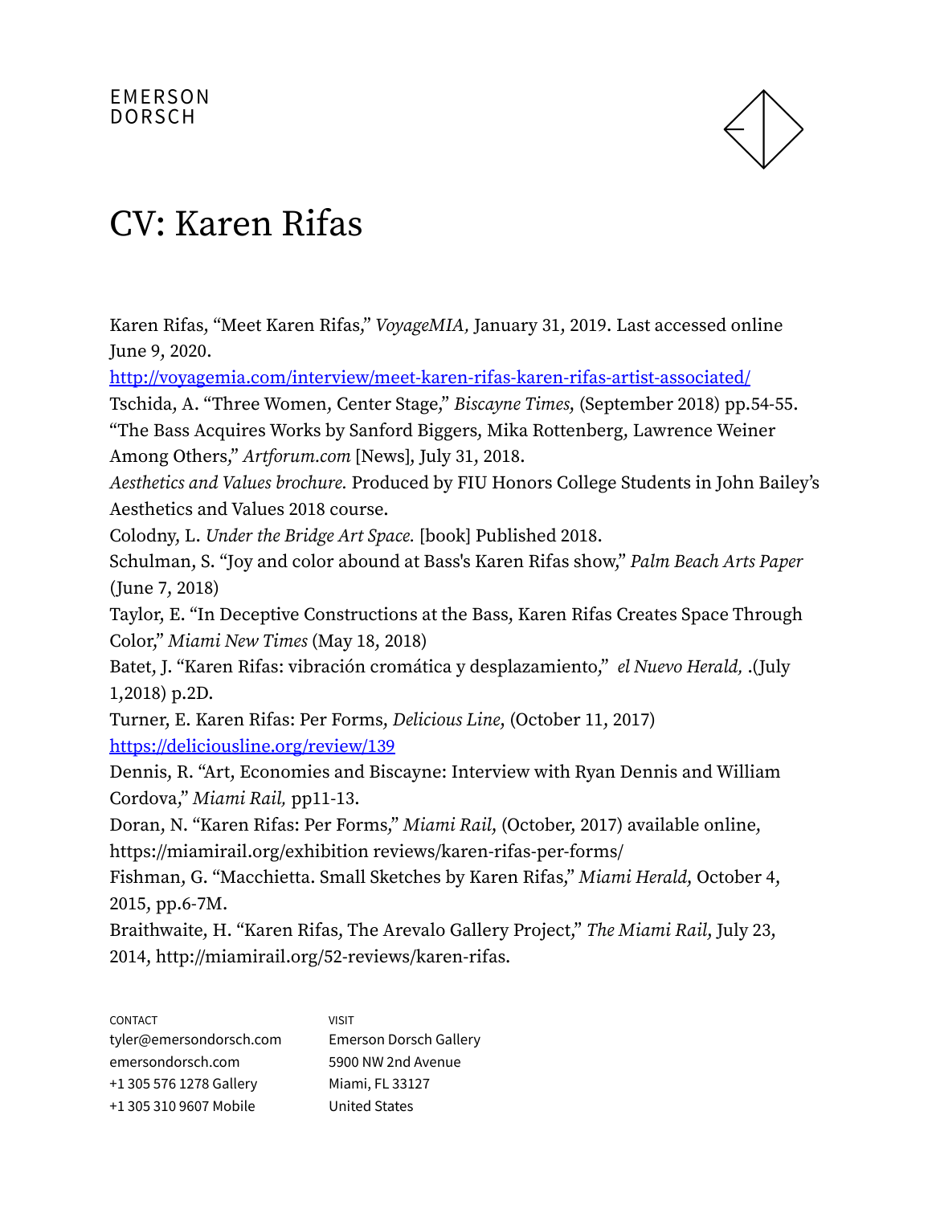# CV: Karen Rifas

Karen Rifas, “Meet Karen Rifas,” *VoyageMIA,* January 31, 2019. Last accessed online June 9, 2020.
http://voyagemia.com/interview/meet-karen-rifas-karen-rifas-artist-associated/
Tschida, A. “Three Women, Center Stage,” *Biscayne Times,* (September 2018) pp.54-55.
“The Bass Acquires Works by Sanford Biggers, Mika Rottenberg, Lawrence Weiner Among Others,” *Artforum.com* [News], July 31, 2018.
*Aesthetics and Values brochure.* Produced by FIU Honors College Students in John Bailey’s Aesthetics and Values 2018 course.
Colodny, L. *Under the Bridge Art Space.* [book] Published 2018.
Schulman, S. “Joy and color abound at Bass's Karen Rifas show,” *Palm Beach Arts Paper* (June 7, 2018)
Taylor, E. “In Deceptive Constructions at the Bass, Karen Rifas Creates Space Through Color,” *Miami New Times* (May 18, 2018)
Batet, J. “Karen Rifas: vibración cromática y desplazamiento,” *el Nuevo Herald,* .(July 1,2018) p.2D.
Turner, E. Karen Rifas: Per Forms, *Delicious Line,* (October 11, 2017)
https://deliciousline.org/review/139
Dennis, R. “Art, Economies and Biscayne: Interview with Ryan Dennis and William Cordova,” *Miami Rail,* pp11-13.
Doran, N. “Karen Rifas: Per Forms,” *Miami Rail*, (October, 2017) available online, https://miamirail.org/exhibition reviews/karen-rifas-per-forms/
Fishman, G. “Macchietta. Small Sketches by Karen Rifas,” *Miami Herald,* October 4, 2015, pp.6-7M.
Braithwaite, H. “Karen Rifas, The Arevalo Gallery Project,” *The Miami Rail*, July 23, 2014, http://miamirail.org/52-reviews/karen-rifas.

CONTACT
tyler@emersondorsch.com
emersondorsch.com
+1 305 576 1278 Gallery
+1 305 310 9607 Mobile

VISIT
Emerson Dorsch Gallery
5900 NW 2nd Avenue
Miami, FL 33127
United States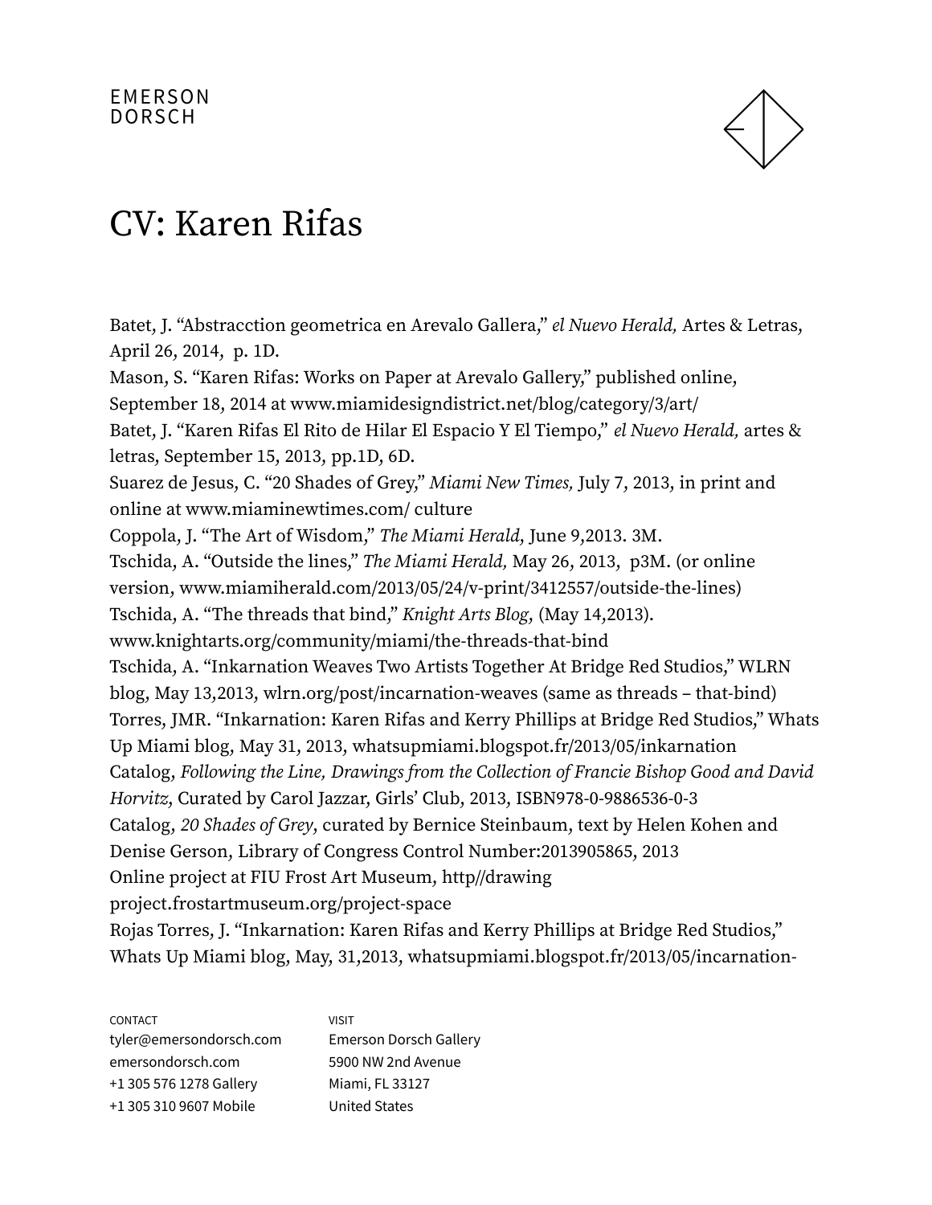# CV: Karen Rifas

Batet, J. "Abstracction geometrica en Arevalo Gallera," *el Nuevo Herald,* Artes & Letras, April 26, 2014, p. 1D.
Mason, S. "Karen Rifas: Works on Paper at Arevalo Gallery," published online, September 18, 2014 at www.miamidesigndistrict.net/blog/category/3/art/
Batet, J. "Karen Rifas El Rito de Hilar El Espacio Y El Tiempo," *el Nuevo Herald,* artes & letras, September 15, 2013, pp.1D, 6D.
Suarez de Jesus, C. "20 Shades of Grey," *Miami New Times,* July 7, 2013, in print and online at www.miaminewtimes.com/ culture
Coppola, J. "The Art of Wisdom," *The Miami Herald*, June 9,2013. 3M.
Tschida, A. "Outside the lines," *The Miami Herald,* May 26, 2013, p3M. (or online version, www.miamiherald.com/2013/05/24/v-print/3412557/outside-the-lines)
Tschida, A. "The threads that bind," *Knight Arts Blog,* (May 14,2013). www.knightarts.org/community/miami/the-threads-that-bind
Tschida, A. "Inkarnation Weaves Two Artists Together At Bridge Red Studios," WLRN blog, May 13,2013, wlrn.org/post/incarnation-weaves (same as threads – that-bind)
Torres, JMR. "Inkarnation: Karen Rifas and Kerry Phillips at Bridge Red Studios," Whats Up Miami blog, May 31, 2013, whatsupmiami.blogspot.fr/2013/05/inkarnation
Catalog, *Following the Line, Drawings from the Collection of Francie Bishop Good and David Horvitz*, Curated by Carol Jazzar, Girls' Club, 2013, ISBN978-0-9886536-0-3
Catalog, *20 Shades of Grey*, curated by Bernice Steinbaum, text by Helen Kohen and Denise Gerson, Library of Congress Control Number:2013905865, 2013
Online project at FIU Frost Art Museum, http//drawing project.frostartmuseum.org/project-space
Rojas Torres, J. "Inkarnation: Karen Rifas and Kerry Phillips at Bridge Red Studios," Whats Up Miami blog, May, 31,2013, whatsupmiami.blogspot.fr/2013/05/incarnation-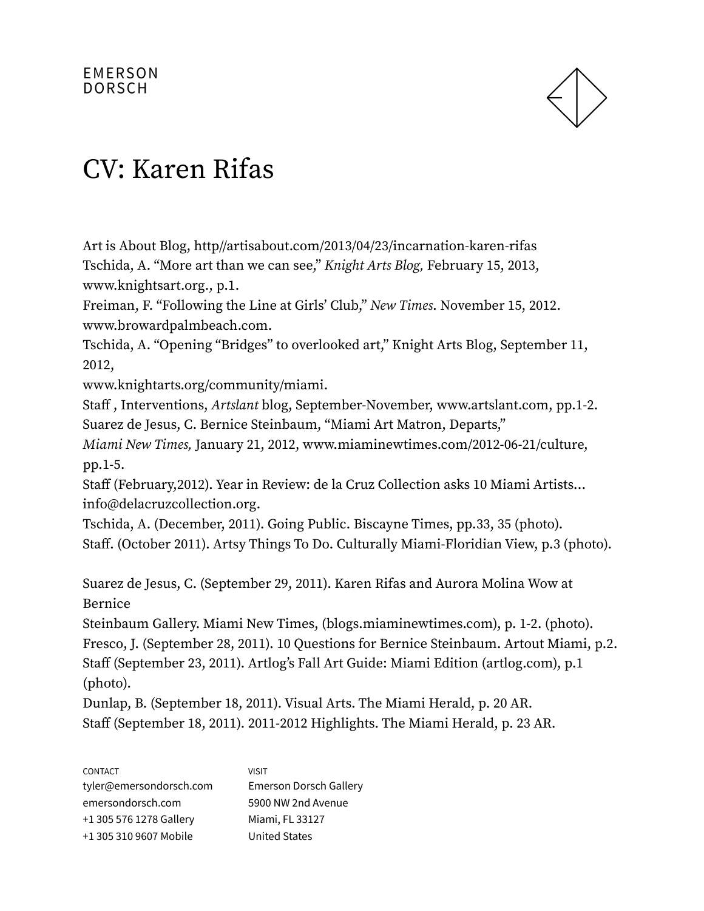# CV: Karen Rifas

Art is About Blog, http//artisabout.com/2013/04/23/incarnation-karen-rifas
Tschida, A. "More art than we can see," *Knight Arts Blog,* February 15, 2013, www.knightsart.org., p.1.
Freiman, F. "Following the Line at Girls' Club," *New Times*. November 15, 2012. www.browardpalmbeach.com.
Tschida, A. "Opening "Bridges" to overlooked art," Knight Arts Blog, September 11, 2012,
www.knightarts.org/community/miami.
Staff , Interventions, *Artslant* blog, September-November, www.artslant.com, pp.1-2.
Suarez de Jesus, C. Bernice Steinbaum, "Miami Art Matron, Departs,"
*Miami New Times,* January 21, 2012, www.miaminewtimes.com/2012-06-21/culture, pp.1-5.
Staff (February,2012). Year in Review: de la Cruz Collection asks 10 Miami Artists… info@delacruzcollection.org.
Tschida, A. (December, 2011). Going Public. Biscayne Times, pp.33, 35 (photo).
Staff. (October 2011). Artsy Things To Do. Culturally Miami-Floridian View, p.3 (photo).

Suarez de Jesus, C. (September 29, 2011). Karen Rifas and Aurora Molina Wow at Bernice
Steinbaum Gallery. Miami New Times, (blogs.miaminewtimes.com), p. 1-2. (photo).
Fresco, J. (September 28, 2011). 10 Questions for Bernice Steinbaum. Artout Miami, p.2.
Staff (September 23, 2011). Artlog's Fall Art Guide: Miami Edition (artlog.com), p.1 (photo).
Dunlap, B. (September 18, 2011). Visual Arts. The Miami Herald, p. 20 AR.
Staff (September 18, 2011). 2011-2012 Highlights. The Miami Herald, p. 23 AR.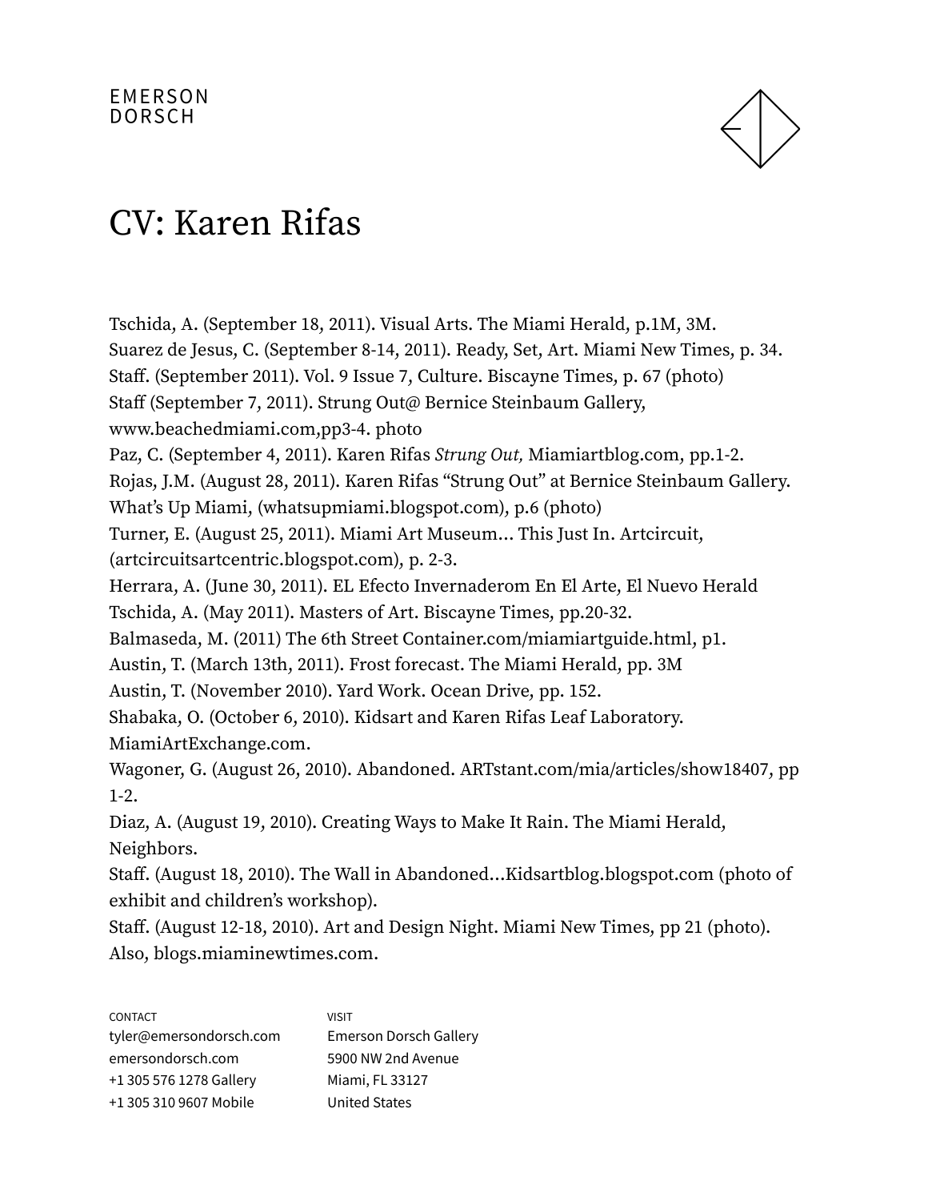# CV: Karen Rifas

Tschida, A. (September 18, 2011). Visual Arts. The Miami Herald, p.1M, 3M.
Suarez de Jesus, C. (September 8-14, 2011). Ready, Set, Art. Miami New Times, p. 34.
Staff. (September 2011). Vol. 9 Issue 7, Culture. Biscayne Times, p. 67 (photo)
Staff (September 7, 2011). Strung Out@ Bernice Steinbaum Gallery, www.beachedmiami.com,pp3-4. photo
Paz, C. (September 4, 2011). Karen Rifas *Strung Out,* Miamiartblog.com, pp.1-2.
Rojas, J.M. (August 28, 2011). Karen Rifas "Strung Out" at Bernice Steinbaum Gallery. What's Up Miami, (whatsupmiami.blogspot.com), p.6 (photo)
Turner, E. (August 25, 2011). Miami Art Museum… This Just In. Artcircuit, (artcircuitsartcentric.blogspot.com), p. 2-3.
Herrara, A. (June 30, 2011). EL Efecto Invernaderom En El Arte, El Nuevo Herald
Tschida, A. (May 2011). Masters of Art. Biscayne Times, pp.20-32.
Balmaseda, M. (2011) The 6th Street Container.com/miamiartguide.html, p1.
Austin, T. (March 13th, 2011). Frost forecast. The Miami Herald, pp. 3M
Austin, T. (November 2010). Yard Work. Ocean Drive, pp. 152.
Shabaka, O. (October 6, 2010). Kidsart and Karen Rifas Leaf Laboratory. MiamiArtExchange.com.
Wagoner, G. (August 26, 2010). Abandoned. ARTstant.com/mia/articles/show18407, pp 1-2.
Diaz, A. (August 19, 2010). Creating Ways to Make It Rain. The Miami Herald, Neighbors.
Staff. (August 18, 2010). The Wall in Abandoned…Kidsartblog.blogspot.com (photo of exhibit and children's workshop).
Staff. (August 12-18, 2010). Art and Design Night. Miami New Times, pp 21 (photo). Also, blogs.miaminewtimes.com.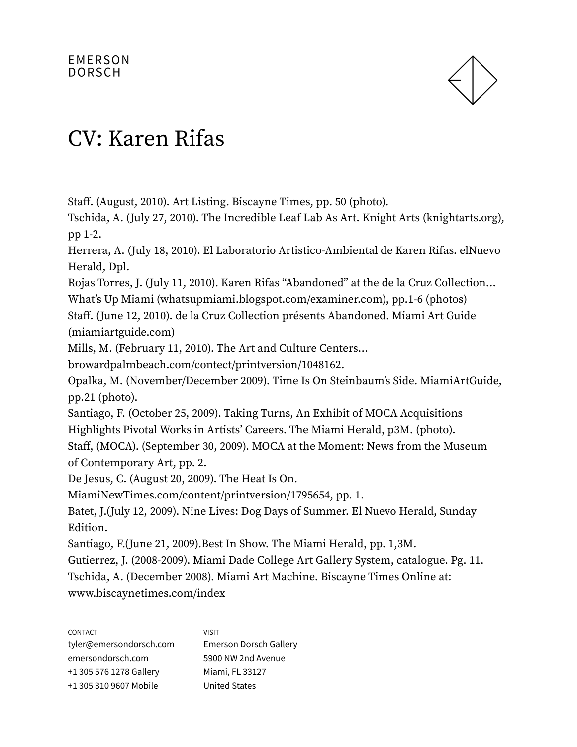EMERSON
DORSCH

# CV: Karen Rifas

Staff. (August, 2010). Art Listing. Biscayne Times, pp. 50 (photo).
Tschida, A. (July 27, 2010). The Incredible Leaf Lab As Art. Knight Arts (knightarts.org), pp 1-2.
Herrera, A. (July 18, 2010). El Laboratorio Artistico-Ambiental de Karen Rifas. elNuevo Herald, Dpl.
Rojas Torres, J. (July 11, 2010). Karen Rifas “Abandoned” at the de la Cruz Collection… What’s Up Miami (whatsupmiami.blogspot.com/examiner.com), pp.1-6 (photos)
Staff. (June 12, 2010). de la Cruz Collection présents Abandoned. Miami Art Guide (miamiartguide.com)
Mills, M. (February 11, 2010). The Art and Culture Centers… browardpalmbeach.com/contect/printversion/1048162.
Opalka, M. (November/December 2009). Time Is On Steinbaum’s Side. MiamiArtGuide, pp.21 (photo).
Santiago, F. (October 25, 2009). Taking Turns, An Exhibit of MOCA Acquisitions Highlights Pivotal Works in Artists’ Careers. The Miami Herald, p3M. (photo).
Staff, (MOCA). (September 30, 2009). MOCA at the Moment: News from the Museum of Contemporary Art, pp. 2.
De Jesus, C. (August 20, 2009). The Heat Is On. MiamiNewTimes.com/content/printversion/1795654, pp. 1.
Batet, J.(July 12, 2009). Nine Lives: Dog Days of Summer. El Nuevo Herald, Sunday Edition.
Santiago, F.(June 21, 2009).Best In Show. The Miami Herald, pp. 1,3M.
Gutierrez, J. (2008-2009). Miami Dade College Art Gallery System, catalogue. Pg. 11.
Tschida, A. (December 2008). Miami Art Machine. Biscayne Times Online at: www.biscaynetimes.com/index

CONTACT
tyler@emersondorsch.com
emersondorsch.com
+1 305 576 1278 Gallery
+1 305 310 9607 Mobile

VISIT
Emerson Dorsch Gallery
5900 NW 2nd Avenue
Miami, FL 33127
United States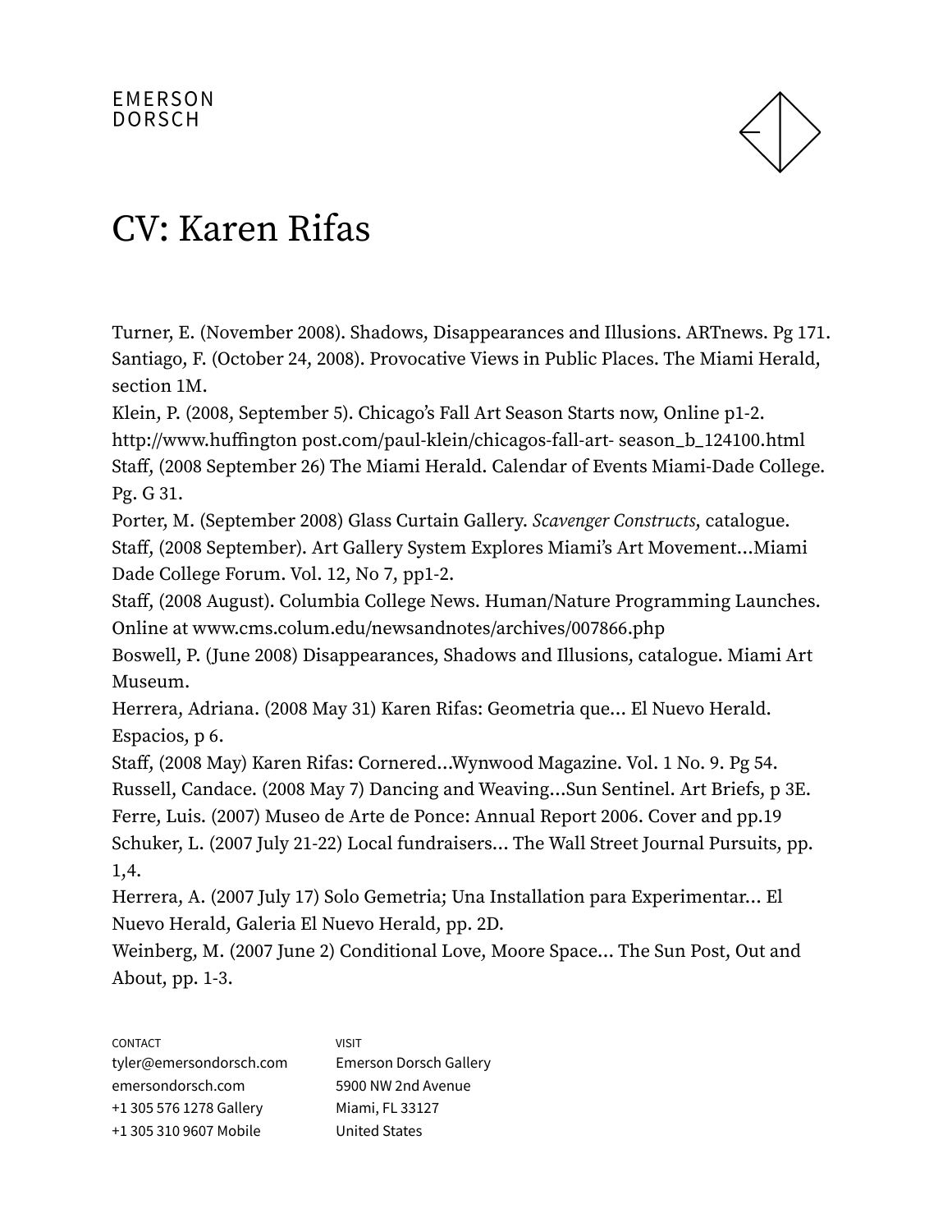# CV: Karen Rifas

Turner, E. (November 2008). Shadows, Disappearances and Illusions. ARTnews. Pg 171.
Santiago, F. (October 24, 2008). Provocative Views in Public Places. The Miami Herald, section 1M.
Klein, P. (2008, September 5). Chicago's Fall Art Season Starts now, Online p1-2. http://www.huffington post.com/paul-klein/chicagos-fall-art- season_b_124100.html
Staff, (2008 September 26) The Miami Herald. Calendar of Events Miami-Dade College. Pg. G 31.
Porter, M. (September 2008) Glass Curtain Gallery. *Scavenger Constructs*, catalogue.
Staff, (2008 September). Art Gallery System Explores Miami's Art Movement...Miami Dade College Forum. Vol. 12, No 7, pp1-2.
Staff, (2008 August). Columbia College News. Human/Nature Programming Launches. Online at www.cms.colum.edu/newsandnotes/archives/007866.php
Boswell, P. (June 2008) Disappearances, Shadows and Illusions, catalogue. Miami Art Museum.
Herrera, Adriana. (2008 May 31) Karen Rifas: Geometria que... El Nuevo Herald. Espacios, p 6.
Staff, (2008 May) Karen Rifas: Cornered...Wynwood Magazine. Vol. 1 No. 9. Pg 54.
Russell, Candace. (2008 May 7) Dancing and Weaving...Sun Sentinel. Art Briefs, p 3E.
Ferre, Luis. (2007) Museo de Arte de Ponce: Annual Report 2006. Cover and pp.19
Schuker, L. (2007 July 21-22) Local fundraisers... The Wall Street Journal Pursuits, pp. 1,4.
Herrera, A. (2007 July 17) Solo Gemetria; Una Installation para Experimentar... El Nuevo Herald, Galeria El Nuevo Herald, pp. 2D.
Weinberg, M. (2007 June 2) Conditional Love, Moore Space... The Sun Post, Out and About, pp. 1-3.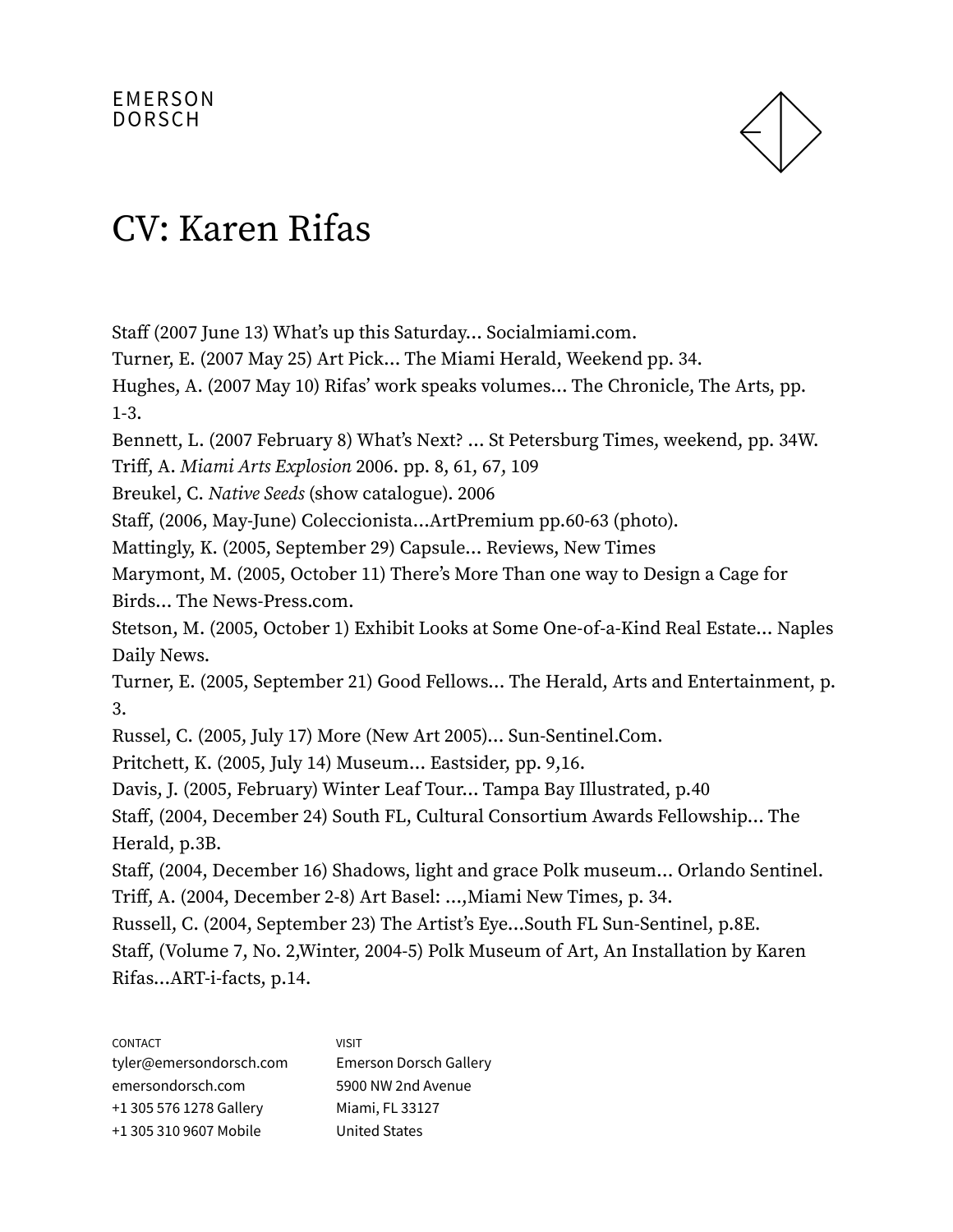EMERSON
DORSCH

# CV: Karen Rifas

Staff (2007 June 13) What's up this Saturday... Socialmiami.com.
Turner, E. (2007 May 25) Art Pick... The Miami Herald, Weekend pp. 34.
Hughes, A. (2007 May 10) Rifas' work speaks volumes... The Chronicle, The Arts, pp. 1-3.
Bennett, L. (2007 February 8) What's Next? ... St Petersburg Times, weekend, pp. 34W.
Triff, A. *Miami Arts Explosion* 2006. pp. 8, 61, 67, 109
Breukel, C. *Native Seeds* (show catalogue). 2006
Staff, (2006, May-June) Coleccionista...ArtPremium pp.60-63 (photo).
Mattingly, K. (2005, September 29) Capsule... Reviews, New Times
Marymont, M. (2005, October 11) There's More Than one way to Design a Cage for Birds... The News-Press.com.
Stetson, M. (2005, October 1) Exhibit Looks at Some One-of-a-Kind Real Estate... Naples Daily News.
Turner, E. (2005, September 21) Good Fellows... The Herald, Arts and Entertainment, p. 3.
Russel, C. (2005, July 17) More (New Art 2005)... Sun-Sentinel.Com.
Pritchett, K. (2005, July 14) Museum... Eastsider, pp. 9,16.
Davis, J. (2005, February) Winter Leaf Tour... Tampa Bay Illustrated, p.40
Staff, (2004, December 24) South FL, Cultural Consortium Awards Fellowship... The Herald, p.3B.
Staff, (2004, December 16) Shadows, light and grace Polk museum... Orlando Sentinel.
Triff, A. (2004, December 2-8) Art Basel: ...,Miami New Times, p. 34.
Russell, C. (2004, September 23) The Artist's Eye...South FL Sun-Sentinel, p.8E.
Staff, (Volume 7, No. 2,Winter, 2004-5) Polk Museum of Art, An Installation by Karen Rifas...ART-i-facts, p.14.

CONTACT
tyler@emersondorsch.com
emersondorsch.com
+1 305 576 1278 Gallery
+1 305 310 9607 Mobile

VISIT
Emerson Dorsch Gallery
5900 NW 2nd Avenue
Miami, FL 33127
United States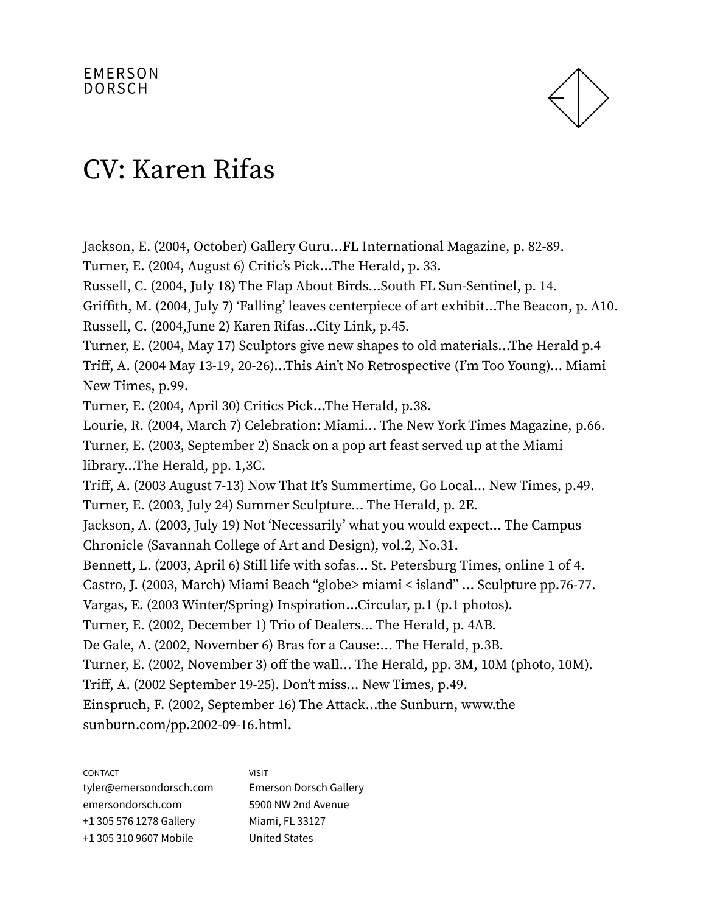# CV: Karen Rifas

Jackson, E. (2004, October) Gallery Guru...FL International Magazine, p. 82-89.
Turner, E. (2004, August 6) Critic's Pick...The Herald, p. 33.
Russell, C. (2004, July 18) The Flap About Birds...South FL Sun-Sentinel, p. 14.
Griffith, M. (2004, July 7) 'Falling' leaves centerpiece of art exhibit...The Beacon, p. A10.
Russell, C. (2004,June 2) Karen Rifas...City Link, p.45.
Turner, E. (2004, May 17) Sculptors give new shapes to old materials...The Herald p.4
Triff, A. (2004 May 13-19, 20-26)...This Ain't No Retrospective (I'm Too Young)... Miami New Times, p.99.
Turner, E. (2004, April 30) Critics Pick...The Herald, p.38.
Lourie, R. (2004, March 7) Celebration: Miami... The New York Times Magazine, p.66.
Turner, E. (2003, September 2) Snack on a pop art feast served up at the Miami library...The Herald, pp. 1,3C.
Triff, A. (2003 August 7-13) Now That It's Summertime, Go Local... New Times, p.49.
Turner, E. (2003, July 24) Summer Sculpture... The Herald, p. 2E.
Jackson, A. (2003, July 19) Not 'Necessarily' what you would expect... The Campus Chronicle (Savannah College of Art and Design), vol.2, No.31.
Bennett, L. (2003, April 6) Still life with sofas... St. Petersburg Times, online 1 of 4.
Castro, J. (2003, March) Miami Beach "globe> miami < island" ... Sculpture pp.76-77.
Vargas, E. (2003 Winter/Spring) Inspiration...Circular, p.1 (p.1 photos).
Turner, E. (2002, December 1) Trio of Dealers... The Herald, p. 4AB.
De Gale, A. (2002, November 6) Bras for a Cause:... The Herald, p.3B.
Turner, E. (2002, November 3) off the wall... The Herald, pp. 3M, 10M (photo, 10M).
Triff, A. (2002 September 19-25). Don't miss... New Times, p.49.
Einspruch, F. (2002, September 16) The Attack...the Sunburn, www.the sunburn.com/pp.2002-09-16.html.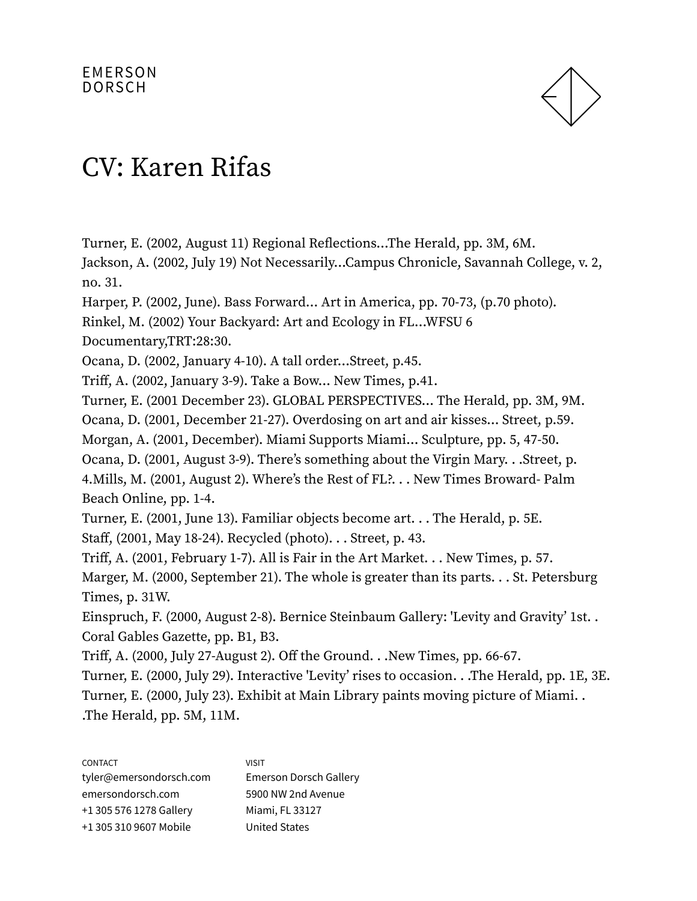EMERSON
DORSCH

# CV: Karen Rifas

Turner, E. (2002, August 11) Regional Reflections...The Herald, pp. 3M, 6M.
Jackson, A. (2002, July 19) Not Necessarily...Campus Chronicle, Savannah College, v. 2, no. 31.
Harper, P. (2002, June). Bass Forward... Art in America, pp. 70-73, (p.70 photo).
Rinkel, M. (2002) Your Backyard: Art and Ecology in FL...WFSU 6 Documentary,TRT:28:30.
Ocana, D. (2002, January 4-10). A tall order...Street, p.45.
Triff, A. (2002, January 3-9). Take a Bow... New Times, p.41.
Turner, E. (2001 December 23). GLOBAL PERSPECTIVES... The Herald, pp. 3M, 9M.
Ocana, D. (2001, December 21-27). Overdosing on art and air kisses... Street, p.59.
Morgan, A. (2001, December). Miami Supports Miami... Sculpture, pp. 5, 47-50.
Ocana, D. (2001, August 3-9). There's something about the Virgin Mary. . .Street, p. 4.Mills, M. (2001, August 2). Where's the Rest of FL?. . . New Times Broward- Palm Beach Online, pp. 1-4.
Turner, E. (2001, June 13). Familiar objects become art. . . The Herald, p. 5E.
Staff, (2001, May 18-24). Recycled (photo). . . Street, p. 43.
Triff, A. (2001, February 1-7). All is Fair in the Art Market. . . New Times, p. 57.
Marger, M. (2000, September 21). The whole is greater than its parts. . . St. Petersburg Times, p. 31W.
Einspruch, F. (2000, August 2-8). Bernice Steinbaum Gallery: 'Levity and Gravity' 1st. . Coral Gables Gazette, pp. B1, B3.
Triff, A. (2000, July 27-August 2). Off the Ground. . .New Times, pp. 66-67.
Turner, E. (2000, July 29). Interactive 'Levity' rises to occasion. . .The Herald, pp. 1E, 3E.
Turner, E. (2000, July 23). Exhibit at Main Library paints moving picture of Miami. . .The Herald, pp. 5M, 11M.

CONTACT
tyler@emersondorsch.com
emersondorsch.com
+1 305 576 1278 Gallery
+1 305 310 9607 Mobile

VISIT
Emerson Dorsch Gallery
5900 NW 2nd Avenue
Miami, FL 33127
United States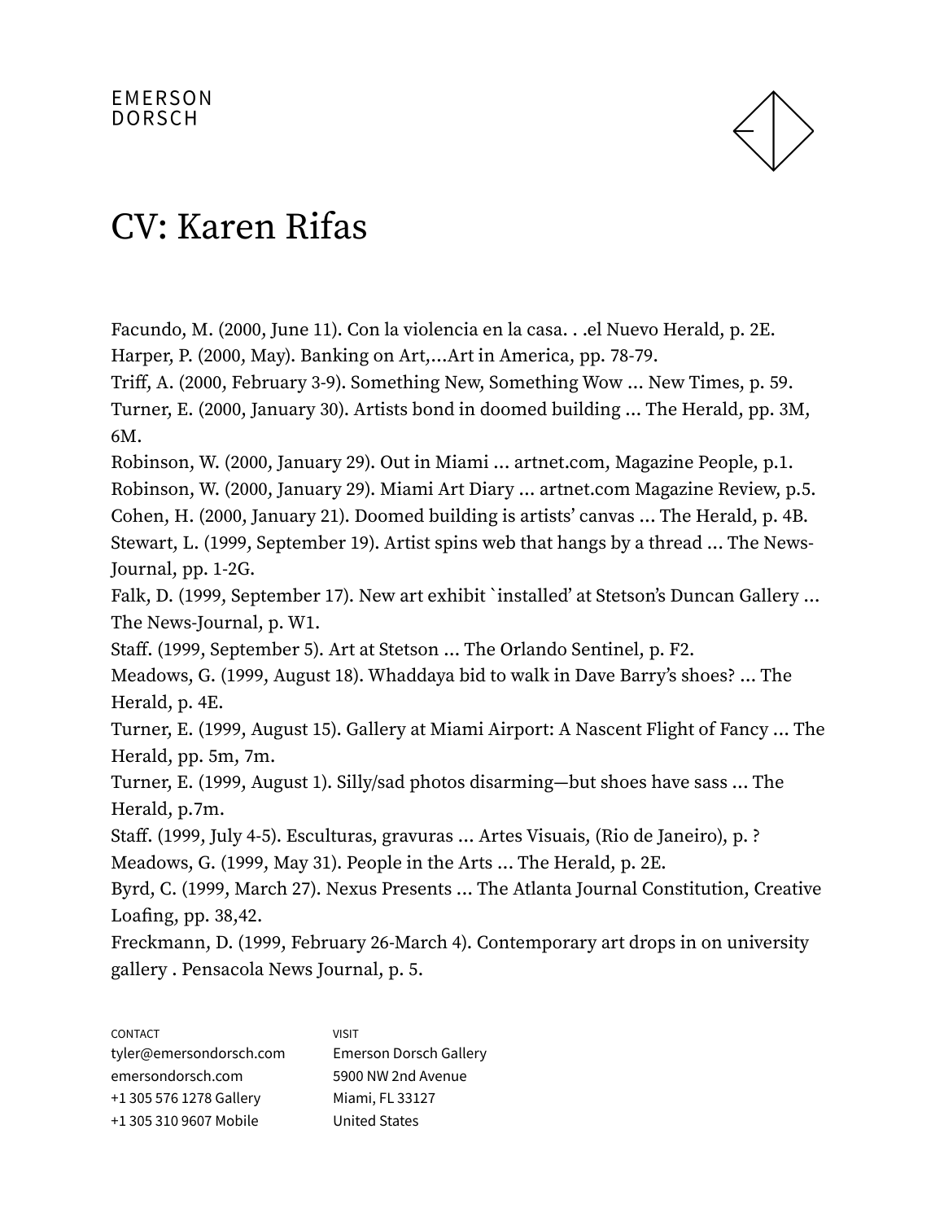# CV: Karen Rifas

Facundo, M. (2000, June 11). Con la violencia en la casa. . .el Nuevo Herald, p. 2E.
Harper, P. (2000, May). Banking on Art,...Art in America, pp. 78-79.
Triff, A. (2000, February 3-9). Something New, Something Wow ... New Times, p. 59.
Turner, E. (2000, January 30). Artists bond in doomed building ... The Herald, pp. 3M, 6M.
Robinson, W. (2000, January 29). Out in Miami ... artnet.com, Magazine People, p.1.
Robinson, W. (2000, January 29). Miami Art Diary ... artnet.com Magazine Review, p.5.
Cohen, H. (2000, January 21). Doomed building is artists' canvas ... The Herald, p. 4B.
Stewart, L. (1999, September 19). Artist spins web that hangs by a thread ... The News-Journal, pp. 1-2G.
Falk, D. (1999, September 17). New art exhibit `installed' at Stetson's Duncan Gallery ... The News-Journal, p. W1.
Staff. (1999, September 5). Art at Stetson ... The Orlando Sentinel, p. F2.
Meadows, G. (1999, August 18). Whaddaya bid to walk in Dave Barry's shoes? ... The Herald, p. 4E.
Turner, E. (1999, August 15). Gallery at Miami Airport: A Nascent Flight of Fancy ... The Herald, pp. 5m, 7m.
Turner, E. (1999, August 1). Silly/sad photos disarming—but shoes have sass ... The Herald, p.7m.
Staff. (1999, July 4-5). Esculturas, gravuras ... Artes Visuais, (Rio de Janeiro), p. ?
Meadows, G. (1999, May 31). People in the Arts ... The Herald, p. 2E.
Byrd, C. (1999, March 27). Nexus Presents ... The Atlanta Journal Constitution, Creative Loafing, pp. 38,42.
Freckmann, D. (1999, February 26-March 4). Contemporary art drops in on university gallery . Pensacola News Journal, p. 5.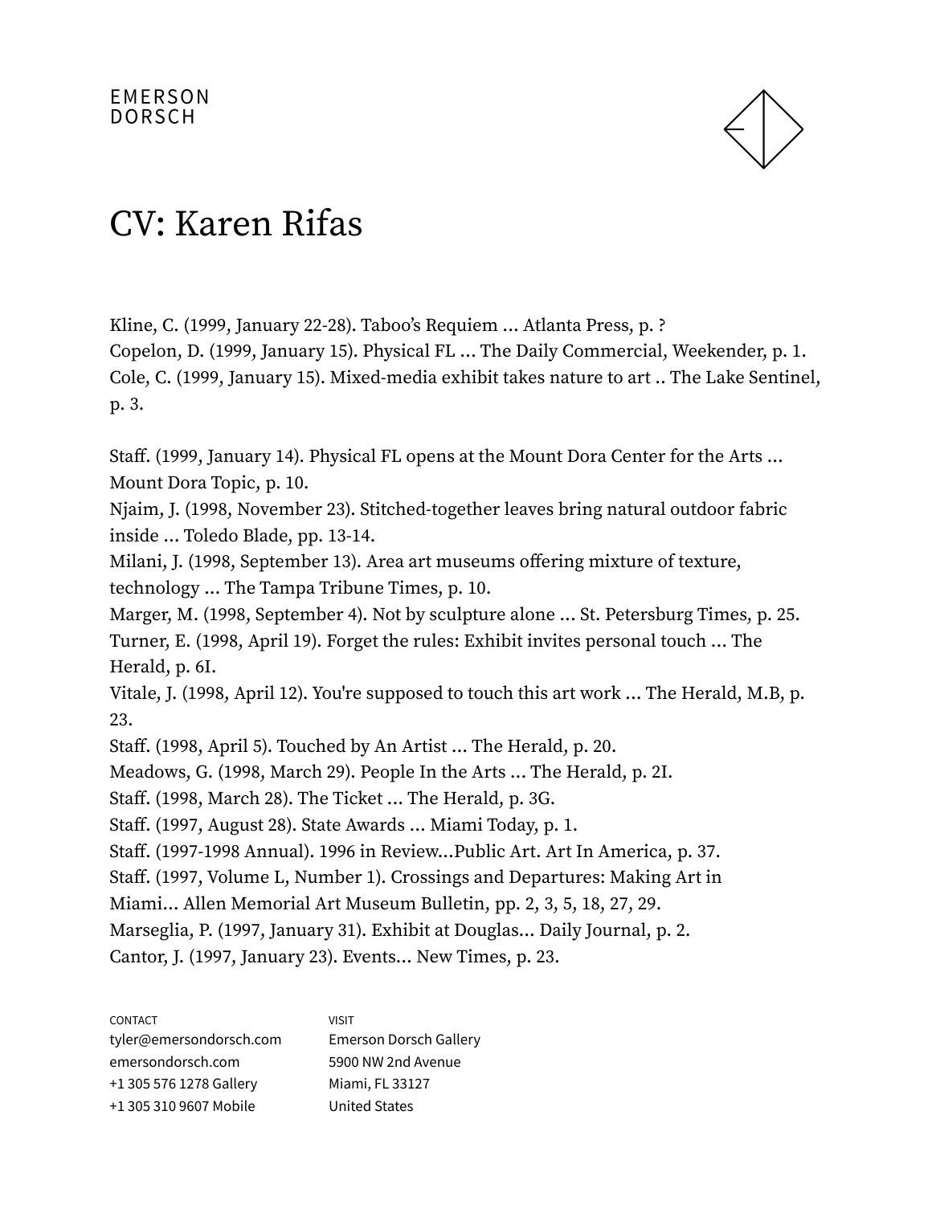# CV: Karen Rifas

Kline, C. (1999, January 22-28). Taboo's Requiem ... Atlanta Press, p. ?
Copelon, D. (1999, January 15). Physical FL ... The Daily Commercial, Weekender, p. 1.
Cole, C. (1999, January 15). Mixed-media exhibit takes nature to art .. The Lake Sentinel, p. 3.

Staff. (1999, January 14). Physical FL opens at the Mount Dora Center for the Arts ... Mount Dora Topic, p. 10.
Njaim, J. (1998, November 23). Stitched-together leaves bring natural outdoor fabric inside ... Toledo Blade, pp. 13-14.
Milani, J. (1998, September 13). Area art museums offering mixture of texture, technology ... The Tampa Tribune Times, p. 10.
Marger, M. (1998, September 4). Not by sculpture alone ... St. Petersburg Times, p. 25.
Turner, E. (1998, April 19). Forget the rules: Exhibit invites personal touch ... The Herald, p. 6I.
Vitale, J. (1998, April 12). You're supposed to touch this art work ... The Herald, M.B, p. 23.
Staff. (1998, April 5). Touched by An Artist ... The Herald, p. 20.
Meadows, G. (1998, March 29). People In the Arts ... The Herald, p. 2I.
Staff. (1998, March 28). The Ticket ... The Herald, p. 3G.
Staff. (1997, August 28). State Awards ... Miami Today, p. 1.
Staff. (1997-1998 Annual). 1996 in Review...Public Art. Art In America, p. 37.
Staff. (1997, Volume L, Number 1). Crossings and Departures: Making Art in Miami... Allen Memorial Art Museum Bulletin, pp. 2, 3, 5, 18, 27, 29.
Marseglia, P. (1997, January 31). Exhibit at Douglas... Daily Journal, p. 2.
Cantor, J. (1997, January 23). Events... New Times, p. 23.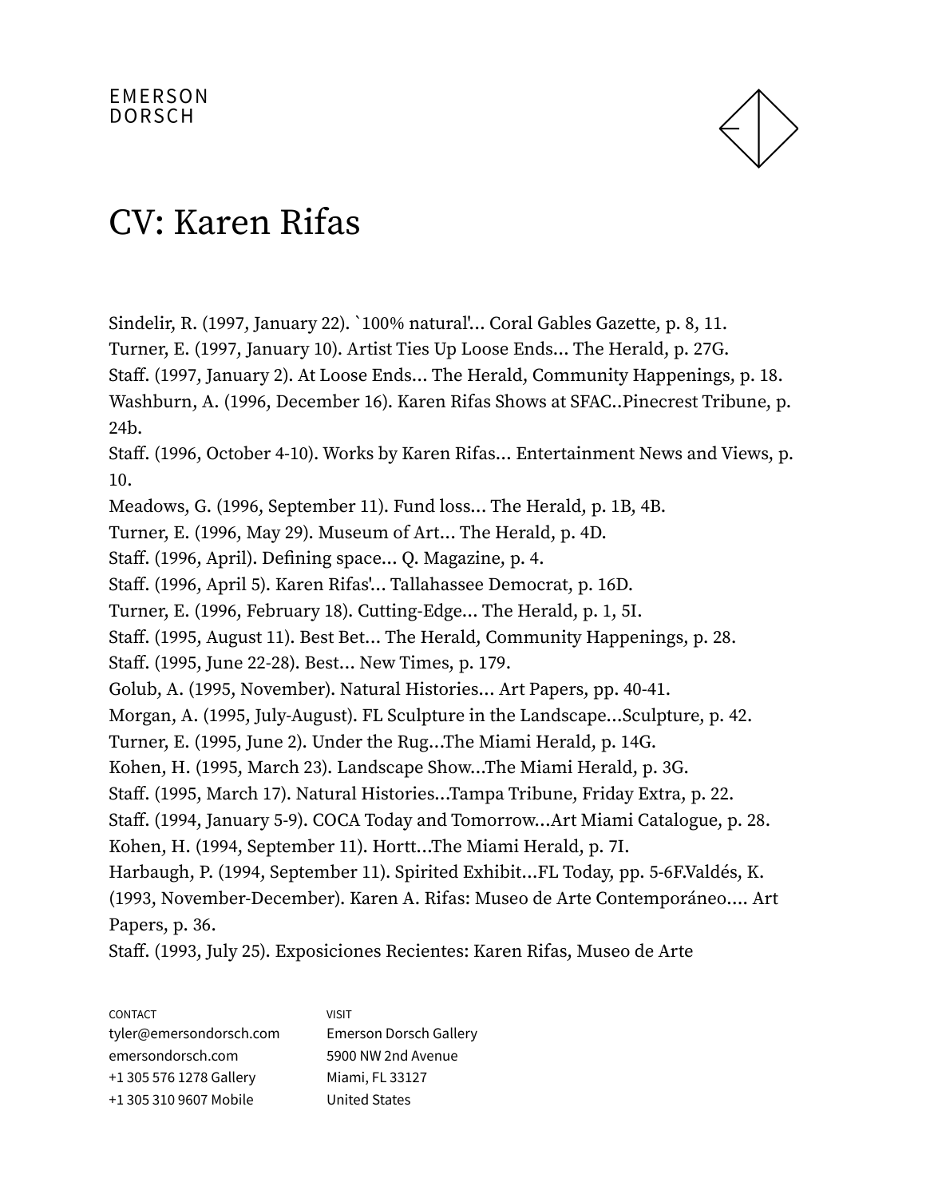# CV: Karen Rifas

Sindelir, R. (1997, January 22). `100% natural'... Coral Gables Gazette, p. 8, 11.
Turner, E. (1997, January 10). Artist Ties Up Loose Ends... The Herald, p. 27G.
Staff. (1997, January 2). At Loose Ends... The Herald, Community Happenings, p. 18.
Washburn, A. (1996, December 16). Karen Rifas Shows at SFAC..Pinecrest Tribune, p. 24b.
Staff. (1996, October 4-10). Works by Karen Rifas... Entertainment News and Views, p. 10.
Meadows, G. (1996, September 11). Fund loss... The Herald, p. 1B, 4B.
Turner, E. (1996, May 29). Museum of Art... The Herald, p. 4D.
Staff. (1996, April). Defining space... Q. Magazine, p. 4.
Staff. (1996, April 5). Karen Rifas'... Tallahassee Democrat, p. 16D.
Turner, E. (1996, February 18). Cutting-Edge... The Herald, p. 1, 5I.
Staff. (1995, August 11). Best Bet... The Herald, Community Happenings, p. 28.
Staff. (1995, June 22-28). Best... New Times, p. 179.
Golub, A. (1995, November). Natural Histories... Art Papers, pp. 40-41.
Morgan, A. (1995, July-August). FL Sculpture in the Landscape...Sculpture, p. 42.
Turner, E. (1995, June 2). Under the Rug...The Miami Herald, p. 14G.
Kohen, H. (1995, March 23). Landscape Show...The Miami Herald, p. 3G.
Staff. (1995, March 17). Natural Histories...Tampa Tribune, Friday Extra, p. 22.
Staff. (1994, January 5-9). COCA Today and Tomorrow...Art Miami Catalogue, p. 28.
Kohen, H. (1994, September 11). Hortt...The Miami Herald, p. 7I.
Harbaugh, P. (1994, September 11). Spirited Exhibit...FL Today, pp. 5-6F.Valdés, K. (1993, November-December). Karen A. Rifas: Museo de Arte Contemporáneo.... Art Papers, p. 36.
Staff. (1993, July 25). Exposiciones Recientes: Karen Rifas, Museo de Arte

CONTACT
tyler@emersondorsch.com
emersondorsch.com
+1 305 576 1278 Gallery
+1 305 310 9607 Mobile

VISIT
Emerson Dorsch Gallery
5900 NW 2nd Avenue
Miami, FL 33127
United States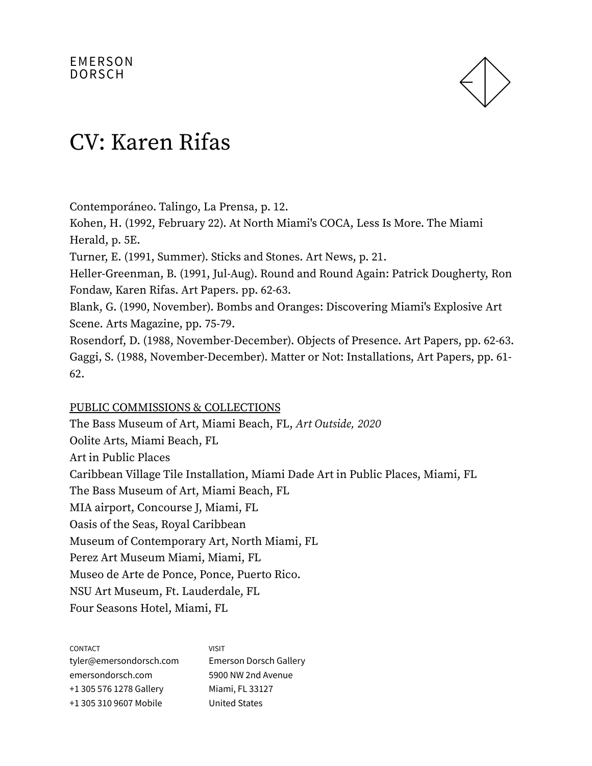Contemporáneo. Talingo, La Prensa, p. 12.

Kohen, H. (1992, February 22). At North Miami's COCA, Less Is More. The Miami Herald, p. 5E.

Turner, E. (1991, Summer). Sticks and Stones. Art News, p. 21.

Heller-Greenman, B. (1991, Jul-Aug). Round and Round Again: Patrick Dougherty, Ron Fondaw, Karen Rifas. Art Papers. pp. 62-63.

Blank, G. (1990, November). Bombs and Oranges: Discovering Miami's Explosive Art Scene. Arts Magazine, pp. 75-79.

Rosendorf, D. (1988, November-December). Objects of Presence. Art Papers, pp. 62-63.

Gaggi, S. (1988, November-December). Matter or Not: Installations, Art Papers, pp. 61-62.

PUBLIC COMMISSIONS & COLLECTIONS

The Bass Museum of Art, Miami Beach, FL, *Art Outside, 2020*

Oolite Arts, Miami Beach, FL

Art in Public Places

Caribbean Village Tile Installation, Miami Dade Art in Public Places, Miami, FL

The Bass Museum of Art, Miami Beach, FL

MIA airport, Concourse J, Miami, FL

Oasis of the Seas, Royal Caribbean

Museum of Contemporary Art, North Miami, FL

Perez Art Museum Miami, Miami, FL

Museo de Arte de Ponce, Ponce, Puerto Rico.

NSU Art Museum, Ft. Lauderdale, FL

Four Seasons Hotel, Miami, FL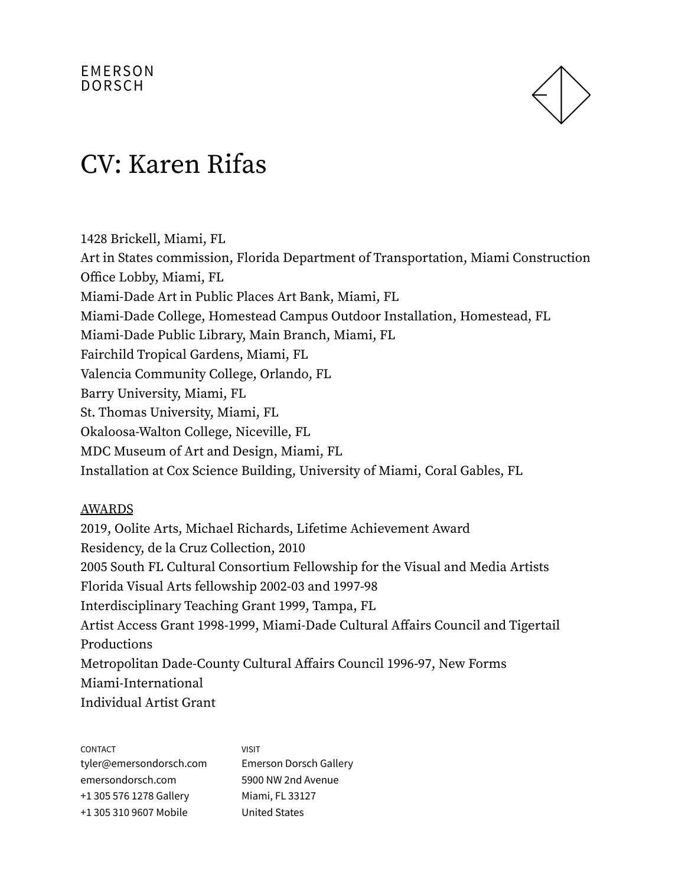# CV: Karen Rifas

1428 Brickell, Miami, FL
Art in States commission, Florida Department of Transportation, Miami Construction Office Lobby, Miami, FL
Miami-Dade Art in Public Places Art Bank, Miami, FL
Miami-Dade College, Homestead Campus Outdoor Installation, Homestead, FL
Miami-Dade Public Library, Main Branch, Miami, FL
Fairchild Tropical Gardens, Miami, FL
Valencia Community College, Orlando, FL
Barry University, Miami, FL
St. Thomas University, Miami, FL
Okaloosa-Walton College, Niceville, FL
MDC Museum of Art and Design, Miami, FL
Installation at Cox Science Building, University of Miami, Coral Gables, FL

<u>AWARDS</u>
2019, Oolite Arts, Michael Richards, Lifetime Achievement Award
Residency, de la Cruz Collection, 2010
2005 South FL Cultural Consortium Fellowship for the Visual and Media Artists
Florida Visual Arts fellowship 2002-03 and 1997-98
Interdisciplinary Teaching Grant 1999, Tampa, FL
Artist Access Grant 1998-1999, Miami-Dade Cultural Affairs Council and Tigertail Productions
Metropolitan Dade-County Cultural Affairs Council 1996-97, New Forms
Miami-International
Individual Artist Grant

CONTACT
tyler@emersondorsch.com
emersondorsch.com
+1 305 576 1278 Gallery
+1 305 310 9607 Mobile

VISIT
Emerson Dorsch Gallery
5900 NW 2nd Avenue
Miami, FL 33127
United States